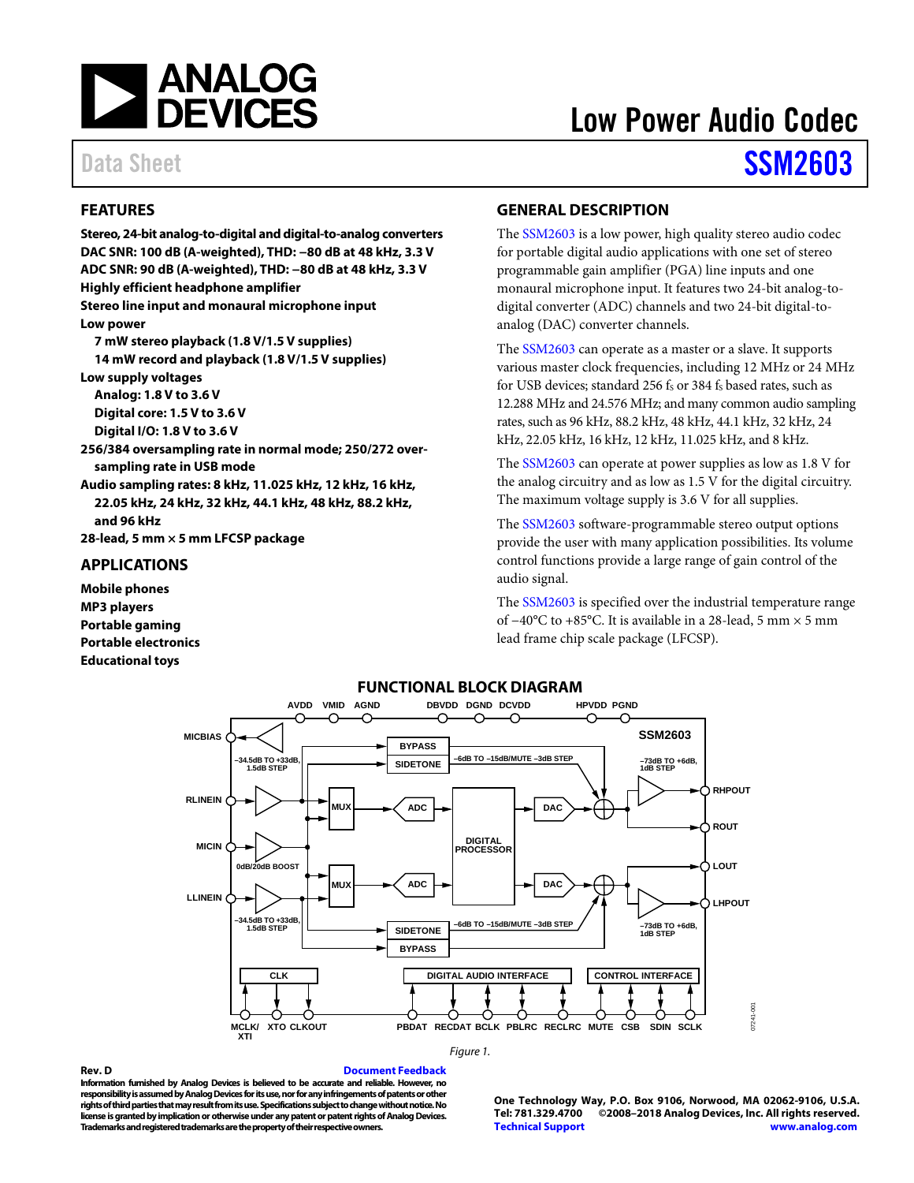# Low Power Audio Codec

Data Sheet **SSM2603**

## FEATURES

**Stereo, 24-bit analog-to-digital and digital-to-analog converters**
**DAC SNR: 100 dB (A-weighted), THD: −80 dB at 48 kHz, 3.3 V**
**ADC SNR: 90 dB (A-weighted), THD: −80 dB at 48 kHz, 3.3 V**
**Highly efficient headphone amplifier**
**Stereo line input and monaural microphone input**
**Low power**
- **7 mW stereo playback (1.8 V/1.5 V supplies)**
- **14 mW record and playback (1.8 V/1.5 V supplies)**

**Low supply voltages**
- **Analog: 1.8 V to 3.6 V**
- **Digital core: 1.5 V to 3.6 V**
- **Digital I/O: 1.8 V to 3.6 V**

**256/384 oversampling rate in normal mode; 250/272 oversampling rate in USB mode**
**Audio sampling rates: 8 kHz, 11.025 kHz, 12 kHz, 16 kHz, 22.05 kHz, 24 kHz, 32 kHz, 44.1 kHz, 48 kHz, 88.2 kHz, and 96 kHz**
**28-lead, 5 mm × 5 mm LFCSP package**

## APPLICATIONS

**Mobile phones**
**MP3 players**
**Portable gaming**
**Portable electronics**
**Educational toys**

## GENERAL DESCRIPTION

The SSM2603 is a low power, high quality stereo audio codec for portable digital audio applications with one set of stereo programmable gain amplifier (PGA) line inputs and one monaural microphone input. It features two 24-bit analog-to-digital converter (ADC) channels and two 24-bit digital-to-analog (DAC) converter channels.

The SSM2603 can operate as a master or a slave. It supports various master clock frequencies, including 12 MHz or 24 MHz for USB devices; standard 256 $f_S$ or 384 $f_S$ based rates, such as 12.288 MHz and 24.576 MHz; and many common audio sampling rates, such as 96 kHz, 88.2 kHz, 48 kHz, 44.1 kHz, 32 kHz, 24 kHz, 22.05 kHz, 16 kHz, 12 kHz, 11.025 kHz, and 8 kHz.

The SSM2603 can operate at power supplies as low as 1.8 V for the analog circuitry and as low as 1.5 V for the digital circuitry. The maximum voltage supply is 3.6 V for all supplies.

The SSM2603 software-programmable stereo output options provide the user with many application possibilities. Its volume control functions provide a large range of gain control of the audio signal.

The SSM2603 is specified over the industrial temperature range of −40°C to +85°C. It is available in a 28-lead, 5 mm × 5 mm lead frame chip scale package (LFCSP).

## FUNCTIONAL BLOCK DIAGRAM

Figure 1.

**Rev. D** Document Feedback

**Information furnished by Analog Devices is believed to be accurate and reliable. However, no responsibility is assumed by Analog Devices for its use, nor for any infringements of patents or other rights of third parties that may result from its use. Specifications subject to change without notice. No license is granted by implication or otherwise under any patent or patent rights of Analog Devices. Trademarks and registered trademarks are the property of their respective owners.**

**One Technology Way, P.O. Box 9106, Norwood, MA 02062-9106, U.S.A.**
**Tel: 781.329.4700 ©2008–2018 Analog Devices, Inc. All rights reserved.**
**Technical Support www.analog.com**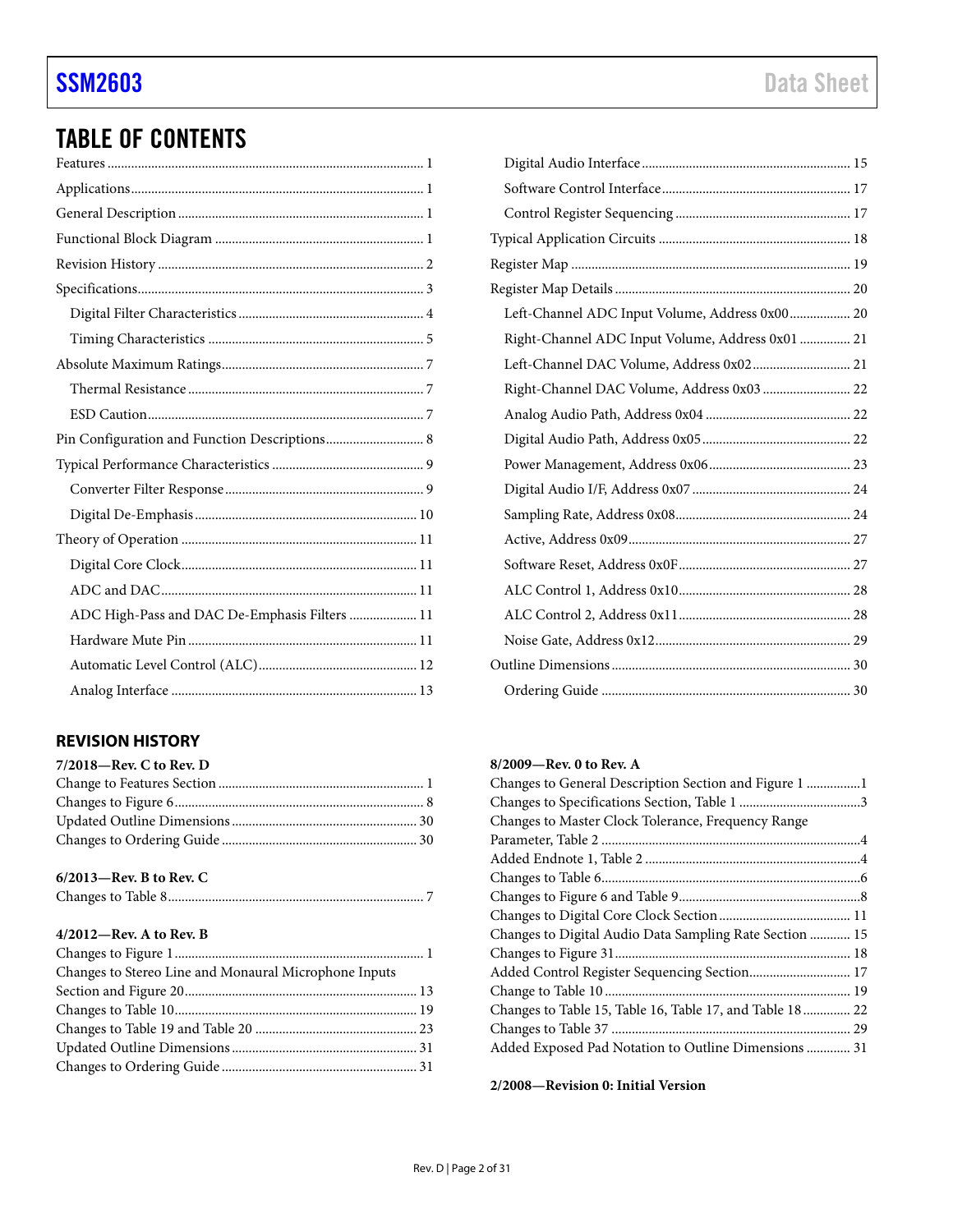## TABLE OF CONTENTS

Features ... 1
Applications ... 1
General Description ... 1
Functional Block Diagram ... 1
Revision History ... 2
Specifications ... 3
  Digital Filter Characteristics ... 4
  Timing Characteristics ... 5
Absolute Maximum Ratings ... 7
  Thermal Resistance ... 7
  ESD Caution ... 7
Pin Configuration and Function Descriptions ... 8
Typical Performance Characteristics ... 9
  Converter Filter Response ... 9
  Digital De-Emphasis ... 10
Theory of Operation ... 11
  Digital Core Clock ... 11
  ADC and DAC ... 11
  ADC High-Pass and DAC De-Emphasis Filters ... 11
  Hardware Mute Pin ... 11
  Automatic Level Control (ALC) ... 12
  Analog Interface ... 13
  Digital Audio Interface ... 15
  Software Control Interface ... 17
  Control Register Sequencing ... 17
Typical Application Circuits ... 18
Register Map ... 19
Register Map Details ... 20
  Left-Channel ADC Input Volume, Address 0x00 ... 20
  Right-Channel ADC Input Volume, Address 0x01 ... 21
  Left-Channel DAC Volume, Address 0x02 ... 21
  Right-Channel DAC Volume, Address 0x03 ... 22
  Analog Audio Path, Address 0x04 ... 22
  Digital Audio Path, Address 0x05 ... 22
  Power Management, Address 0x06 ... 23
  Digital Audio I/F, Address 0x07 ... 24
  Sampling Rate, Address 0x08 ... 24
  Active, Address 0x09 ... 27
  Software Reset, Address 0x0F ... 27
  ALC Control 1, Address 0x10 ... 28
  ALC Control 2, Address 0x11 ... 28
  Noise Gate, Address 0x12 ... 29
Outline Dimensions ... 30
  Ordering Guide ... 30

### REVISION HISTORY

**7/2018—Rev. C to Rev. D**

Change to Features Section ... 1
Changes to Figure 6 ... 8
Updated Outline Dimensions ... 30
Changes to Ordering Guide ... 30

**6/2013—Rev. B to Rev. C**

Changes to Table 8 ... 7

**4/2012—Rev. A to Rev. B**

Changes to Figure 1 ... 1
Changes to Stereo Line and Monaural Microphone Inputs Section and Figure 20 ... 13
Changes to Table 10 ... 19
Changes to Table 19 and Table 20 ... 23
Updated Outline Dimensions ... 31
Changes to Ordering Guide ... 31

**8/2009—Rev. 0 to Rev. A**

Changes to General Description Section and Figure 1 ... 1
Changes to Specifications Section, Table 1 ... 3
Changes to Master Clock Tolerance, Frequency Range Parameter, Table 2 ... 4
Added Endnote 1, Table 2 ... 4
Changes to Table 6 ... 6
Changes to Figure 6 and Table 9 ... 8
Changes to Digital Core Clock Section ... 11
Changes to Digital Audio Data Sampling Rate Section ... 15
Changes to Figure 31 ... 18
Added Control Register Sequencing Section ... 17
Change to Table 10 ... 19
Changes to Table 15, Table 16, Table 17, and Table 18 ... 22
Changes to Table 37 ... 29
Added Exposed Pad Notation to Outline Dimensions ... 31

**2/2008—Revision 0: Initial Version**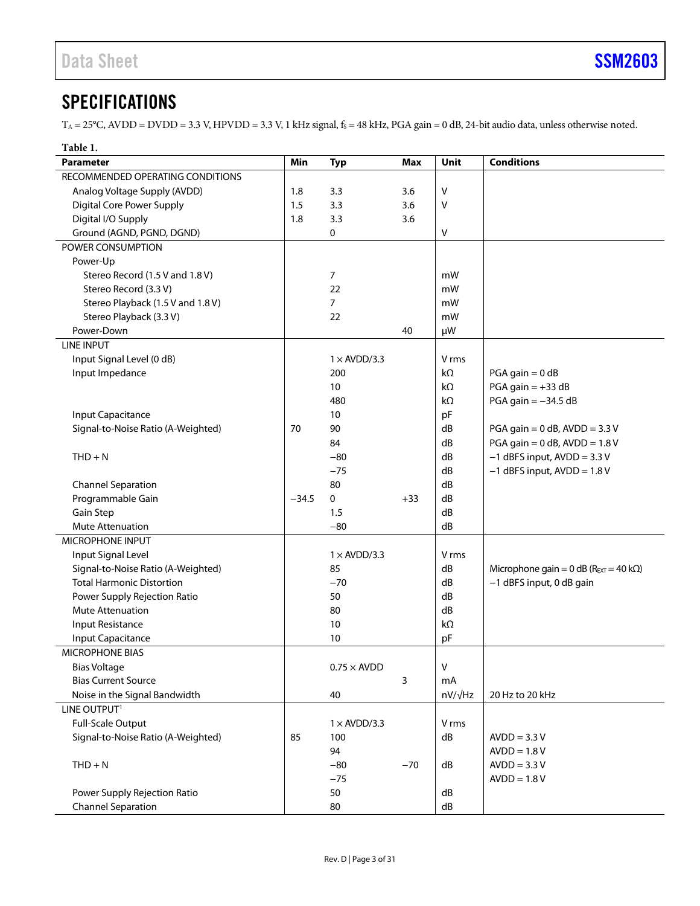## SPECIFICATIONS

$T_A$ = 25°C, AVDD = DVDD = 3.3 V, HPVDD = 3.3 V, 1 kHz signal, $f_S$ = 48 kHz, PGA gain = 0 dB, 24-bit audio data, unless otherwise noted.

**Table 1.**

| Parameter | Min | Typ | Max | Unit | Conditions |
|---|---|---|---|---|---|
| RECOMMENDED OPERATING CONDITIONS | | | | | |
| Analog Voltage Supply (AVDD) | 1.8 | 3.3 | 3.6 | V | |
| Digital Core Power Supply | 1.5 | 3.3 | 3.6 | V | |
| Digital I/O Supply | 1.8 | 3.3 | 3.6 | | |
| Ground (AGND, PGND, DGND) | | 0 | | V | |
| POWER CONSUMPTION | | | | | |
| Power-Up | | | | | |
| Stereo Record (1.5 V and 1.8 V) | | 7 | | mW | |
| Stereo Record (3.3 V) | | 22 | | mW | |
| Stereo Playback (1.5 V and 1.8 V) | | 7 | | mW | |
| Stereo Playback (3.3 V) | | 22 | | mW | |
| Power-Down | | | 40 | µW | |
| LINE INPUT | | | | | |
| Input Signal Level (0 dB) | | 1 × AVDD/3.3 | | V rms | |
| Input Impedance | | 200 | | kΩ | PGA gain = 0 dB |
| | | 10 | | kΩ | PGA gain = +33 dB |
| | | 480 | | kΩ | PGA gain = −34.5 dB |
| Input Capacitance | | 10 | | pF | |
| Signal-to-Noise Ratio (A-Weighted) | 70 | 90 | | dB | PGA gain = 0 dB, AVDD = 3.3 V |
| | | 84 | | dB | PGA gain = 0 dB, AVDD = 1.8 V |
| THD + N | | −80 | | dB | −1 dBFS input, AVDD = 3.3 V |
| | | −75 | | dB | −1 dBFS input, AVDD = 1.8 V |
| Channel Separation | | 80 | | dB | |
| Programmable Gain | −34.5 | 0 | +33 | dB | |
| Gain Step | | 1.5 | | dB | |
| Mute Attenuation | | −80 | | dB | |
| MICROPHONE INPUT | | | | | |
| Input Signal Level | | 1 × AVDD/3.3 | | V rms | |
| Signal-to-Noise Ratio (A-Weighted) | | 85 | | dB | Microphone gain = 0 dB ($R_{EXT}$ = 40 kΩ) |
| Total Harmonic Distortion | | −70 | | dB | −1 dBFS input, 0 dB gain |
| Power Supply Rejection Ratio | | 50 | | dB | |
| Mute Attenuation | | 80 | | dB | |
| Input Resistance | | 10 | | kΩ | |
| Input Capacitance | | 10 | | pF | |
| MICROPHONE BIAS | | | | | |
| Bias Voltage | | 0.75 × AVDD | | V | |
| Bias Current Source | | | 3 | mA | |
| Noise in the Signal Bandwidth | | 40 | | nV/√Hz | 20 Hz to 20 kHz |
| LINE OUTPUT[1] | | | | | |
| Full-Scale Output | | 1 × AVDD/3.3 | | V rms | |
| Signal-to-Noise Ratio (A-Weighted) | 85 | 100 | | dB | AVDD = 3.3 V |
| | | 94 | | | AVDD = 1.8 V |
| THD + N | | −80 | −70 | dB | AVDD = 3.3 V |
| | | −75 | | | AVDD = 1.8 V |
| Power Supply Rejection Ratio | | 50 | | dB | |
| Channel Separation | | 80 | | dB | |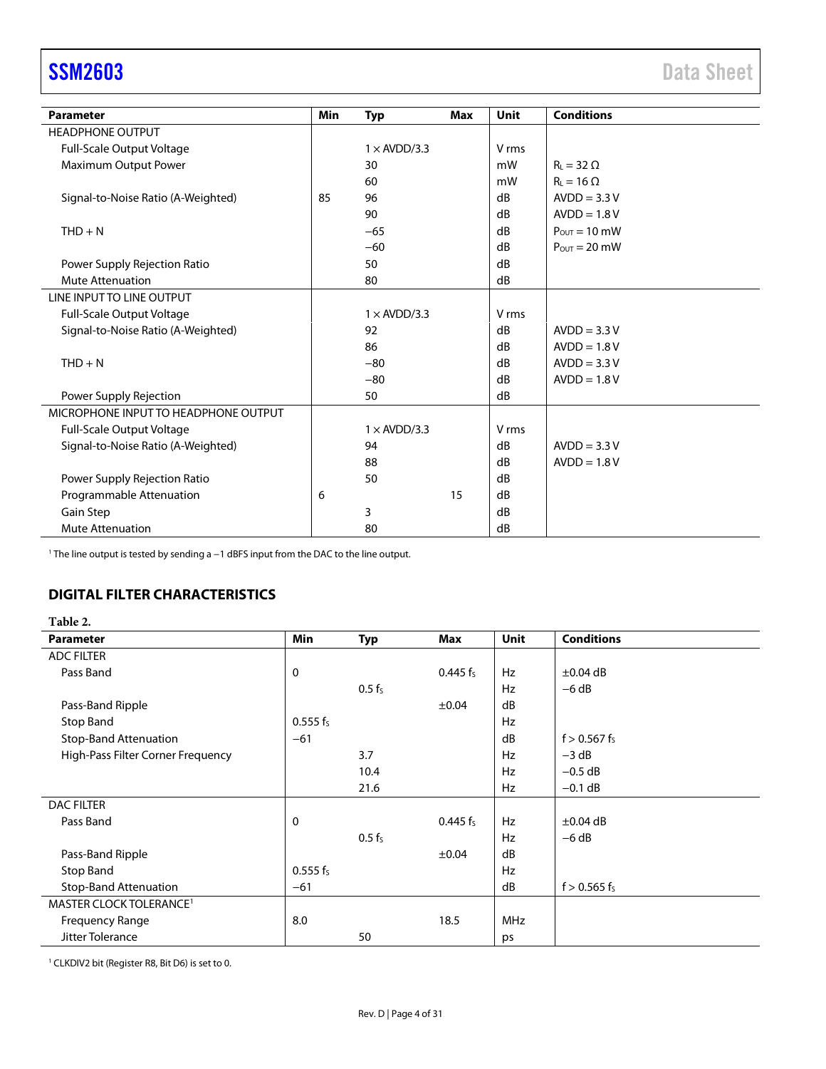| Parameter | Min | Typ | Max | Unit | Conditions |
|---|---|---|---|---|---|
| HEADPHONE OUTPUT | | | | | |
| Full-Scale Output Voltage | | 1 × AVDD/3.3 | | V rms | |
| Maximum Output Power | | 30 | | mW | $R_L$ = 32 Ω |
| | | 60 | | mW | $R_L$ = 16 Ω |
| Signal-to-Noise Ratio (A-Weighted) | 85 | 96 | | dB | AVDD = 3.3 V |
| | | 90 | | dB | AVDD = 1.8 V |
| THD + N | | −65 | | dB | $P_{OUT}$ = 10 mW |
| | | −60 | | dB | $P_{OUT}$ = 20 mW |
| Power Supply Rejection Ratio | | 50 | | dB | |
| Mute Attenuation | | 80 | | dB | |
| LINE INPUT TO LINE OUTPUT | | | | | |
| Full-Scale Output Voltage | | 1 × AVDD/3.3 | | V rms | |
| Signal-to-Noise Ratio (A-Weighted) | | 92 | | dB | AVDD = 3.3 V |
| | | 86 | | dB | AVDD = 1.8 V |
| THD + N | | −80 | | dB | AVDD = 3.3 V |
| | | −80 | | dB | AVDD = 1.8 V |
| Power Supply Rejection | | 50 | | dB | |
| MICROPHONE INPUT TO HEADPHONE OUTPUT | | | | | |
| Full-Scale Output Voltage | | 1 × AVDD/3.3 | | V rms | |
| Signal-to-Noise Ratio (A-Weighted) | | 94 | | dB | AVDD = 3.3 V |
| | | 88 | | dB | AVDD = 1.8 V |
| Power Supply Rejection Ratio | | 50 | | dB | |
| Programmable Attenuation | 6 | | 15 | dB | |
| Gain Step | | 3 | | dB | |
| Mute Attenuation | | 80 | | dB | |

[1] The line output is tested by sending a −1 dBFS input from the DAC to the line output.

## DIGITAL FILTER CHARACTERISTICS

**Table 2.**

| Parameter | Min | Typ | Max | Unit | Conditions |
|---|---|---|---|---|---|
| ADC FILTER | | | | | |
| Pass Band | 0 | | 0.445 $f_S$ | Hz | ±0.04 dB |
| | | 0.5 $f_S$ | | Hz | −6 dB |
| Pass-Band Ripple | | | ±0.04 | dB | |
| Stop Band | 0.555 $f_S$ | | | Hz | |
| Stop-Band Attenuation | −61 | | | dB | f > 0.567 $f_S$ |
| High-Pass Filter Corner Frequency | | 3.7 | | Hz | −3 dB |
| | | 10.4 | | Hz | −0.5 dB |
| | | 21.6 | | Hz | −0.1 dB |
| DAC FILTER | | | | | |
| Pass Band | 0 | | 0.445 $f_S$ | Hz | ±0.04 dB |
| | | 0.5 $f_S$ | | Hz | −6 dB |
| Pass-Band Ripple | | | ±0.04 | dB | |
| Stop Band | 0.555 $f_S$ | | | Hz | |
| Stop-Band Attenuation | −61 | | | dB | f > 0.565 $f_S$ |
| MASTER CLOCK TOLERANCE[1] | | | | | |
| Frequency Range | 8.0 | | 18.5 | MHz | |
| Jitter Tolerance | | 50 | | ps | |

[1] CLKDIV2 bit (Register R8, Bit D6) is set to 0.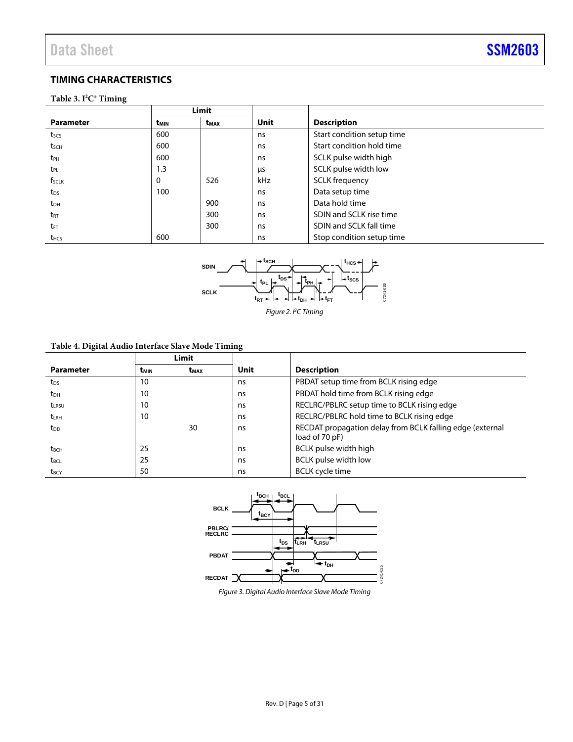## TIMING CHARACTERISTICS

**Table 3. I²C® Timing**

| Parameter | Limit | | Unit | Description |
|---|---|---|---|---|
| | $t_{MIN}$ | $t_{MAX}$ | | |
| $t_{SCS}$ | 600 | | ns | Start condition setup time |
| $t_{SCH}$ | 600 | | ns | Start condition hold time |
| $t_{PH}$ | 600 | | ns | SCLK pulse width high |
| $t_{PL}$ | 1.3 | | µs | SCLK pulse width low |
| $f_{SCLK}$ | 0 | 526 | kHz | SCLK frequency |
| $t_{DS}$ | 100 | | ns | Data setup time |
| $t_{DH}$ | | 900 | ns | Data hold time |
| $t_{RT}$ | | 300 | ns | SDIN and SCLK rise time |
| $t_{FT}$ | | 300 | ns | SDIN and SCLK fall time |
| $t_{HCS}$ | 600 | | ns | Stop condition setup time |

*Figure 2. I²C Timing*

**Table 4. Digital Audio Interface Slave Mode Timing**

| Parameter | Limit | | Unit | Description |
|---|---|---|---|---|
| | $t_{MIN}$ | $t_{MAX}$ | | |
| $t_{DS}$ | 10 | | ns | PBDAT setup time from BCLK rising edge |
| $t_{DH}$ | 10 | | ns | PBDAT hold time from BCLK rising edge |
| $t_{LRSU}$ | 10 | | ns | RECLRC/PBLRC setup time to BCLK rising edge |
| $t_{LRH}$ | 10 | | ns | RECLRC/PBLRC hold time to BCLK rising edge |
| $t_{DD}$ | | 30 | ns | RECDAT propagation delay from BCLK falling edge (external load of 70 pF) |
| $t_{BCH}$ | 25 | | ns | BCLK pulse width high |
| $t_{BCL}$ | 25 | | ns | BCLK pulse width low |
| $t_{BCY}$ | 50 | | ns | BCLK cycle time |

*Figure 3. Digital Audio Interface Slave Mode Timing*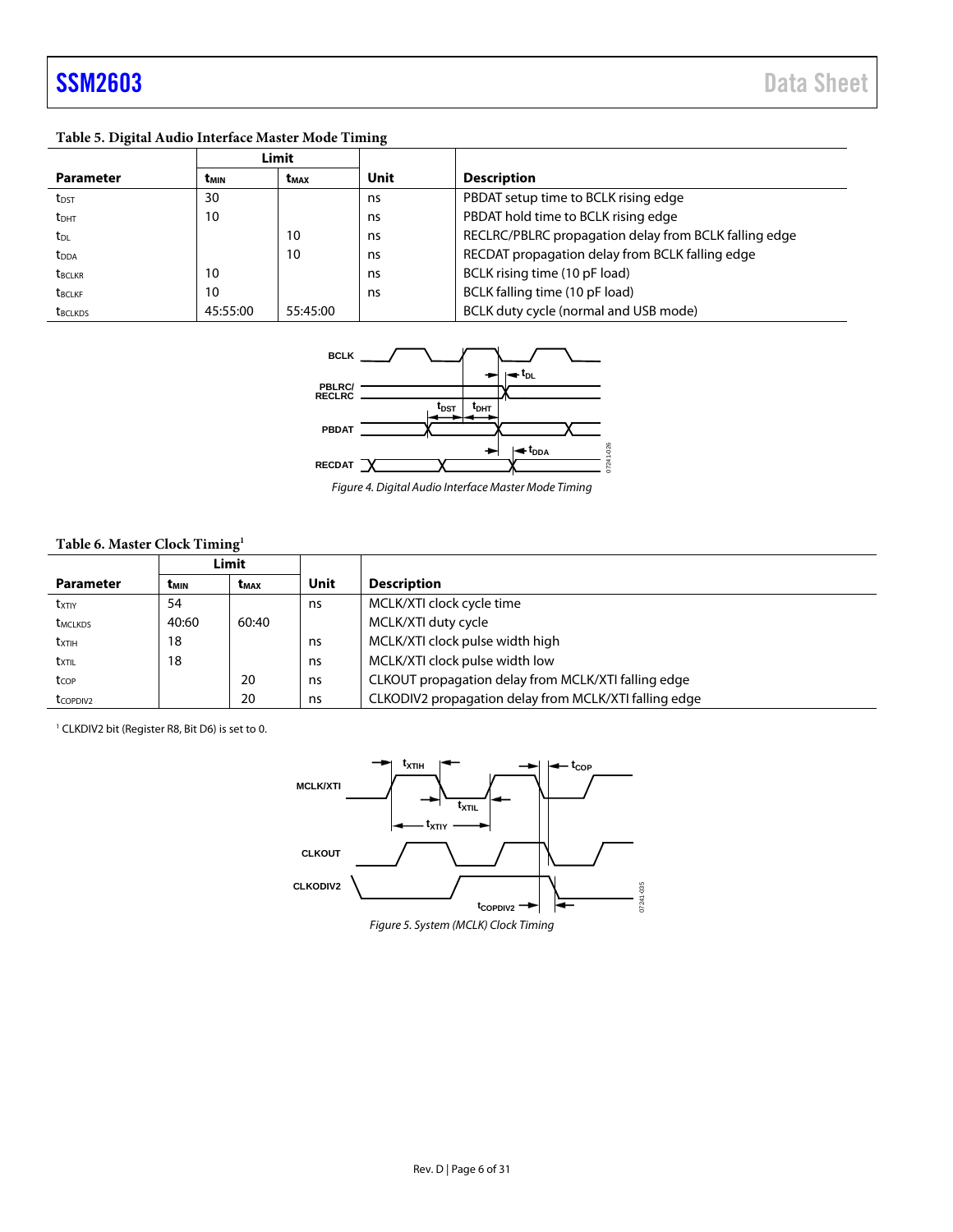**Table 5. Digital Audio Interface Master Mode Timing**

| Parameter | Limit | | Unit | Description |
|---|---|---|---|---|
| | $t_{MIN}$ | $t_{MAX}$ | | |
| $t_{DST}$ | 30 | | ns | PBDAT setup time to BCLK rising edge |
| $t_{DHT}$ | 10 | | ns | PBDAT hold time to BCLK rising edge |
| $t_{DL}$ | | 10 | ns | RECLRC/PBLRC propagation delay from BCLK falling edge |
| $t_{DDA}$ | | 10 | ns | RECDAT propagation delay from BCLK falling edge |
| $t_{BCLKR}$ | 10 | | ns | BCLK rising time (10 pF load) |
| $t_{BCLKF}$ | 10 | | ns | BCLK falling time (10 pF load) |
| $t_{BCLKDS}$ | 45:55:00 | 55:45:00 | | BCLK duty cycle (normal and USB mode) |

*Figure 4. Digital Audio Interface Master Mode Timing*

**Table 6. Master Clock Timing**[1]

| Parameter | Limit | | Unit | Description |
|---|---|---|---|---|
| | $t_{MIN}$ | $t_{MAX}$ | | |
| $t_{XTIY}$ | 54 | | ns | MCLK/XTI clock cycle time |
| $t_{MCLKDS}$ | 40:60 | 60:40 | | MCLK/XTI duty cycle |
| $t_{XTIH}$ | 18 | | ns | MCLK/XTI clock pulse width high |
| $t_{XTIL}$ | 18 | | ns | MCLK/XTI clock pulse width low |
| $t_{COP}$ | | 20 | ns | CLKOUT propagation delay from MCLK/XTI falling edge |
| $t_{COPDIV2}$ | | 20 | ns | CLKODIV2 propagation delay from MCLK/XTI falling edge |

[1] CLKDIV2 bit (Register R8, Bit D6) is set to 0.

*Figure 5. System (MCLK) Clock Timing*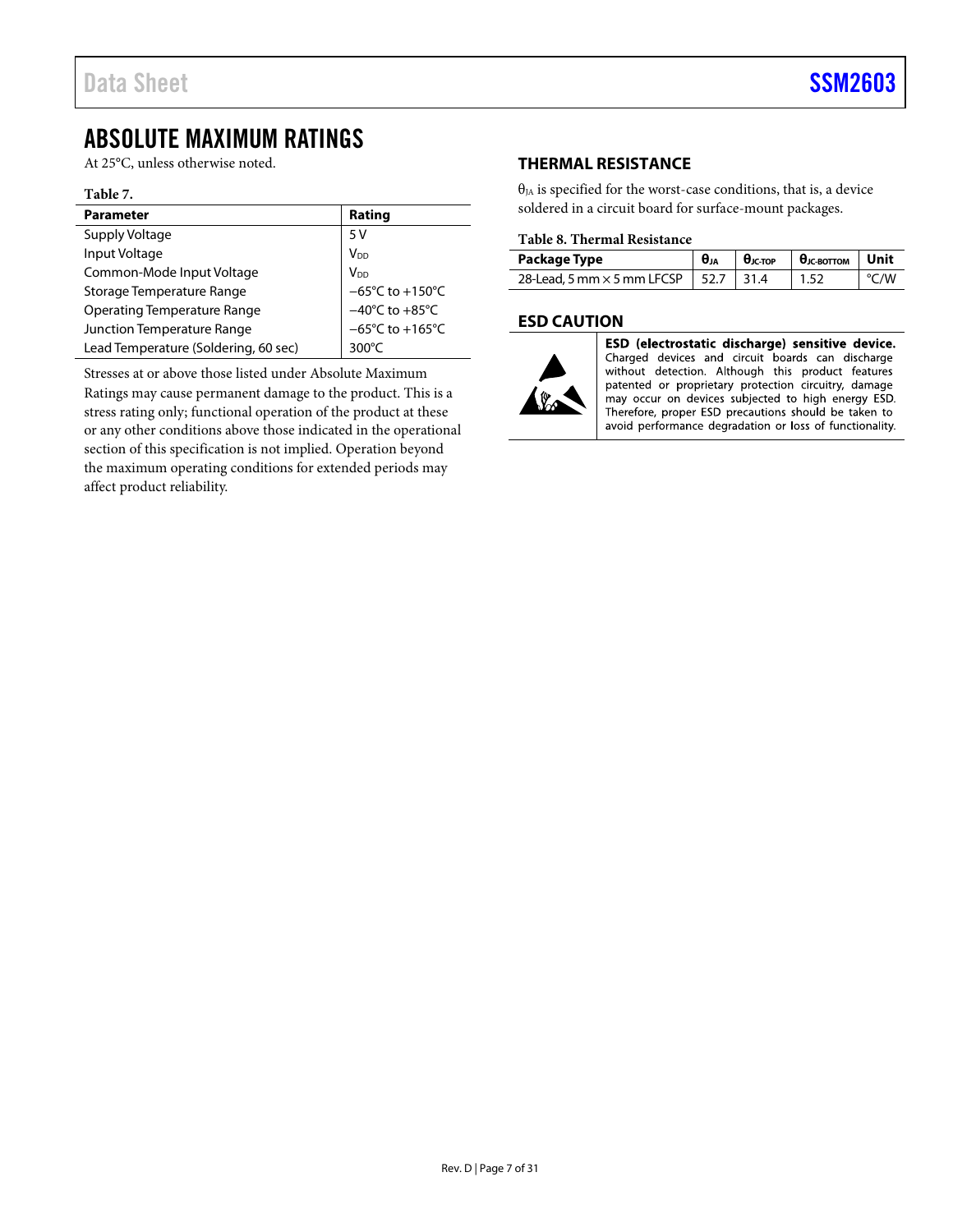# ABSOLUTE MAXIMUM RATINGS

At 25°C, unless otherwise noted.

**Table 7.**

| Parameter | Rating |
|---|---|
| Supply Voltage | 5 V |
| Input Voltage | $V_{DD}$ |
| Common-Mode Input Voltage | $V_{DD}$ |
| Storage Temperature Range | −65°C to +150°C |
| Operating Temperature Range | −40°C to +85°C |
| Junction Temperature Range | −65°C to +165°C |
| Lead Temperature (Soldering, 60 sec) | 300°C |

Stresses at or above those listed under Absolute Maximum Ratings may cause permanent damage to the product. This is a stress rating only; functional operation of the product at these or any other conditions above those indicated in the operational section of this specification is not implied. Operation beyond the maximum operating conditions for extended periods may affect product reliability.

## THERMAL RESISTANCE

$\theta_{JA}$ is specified for the worst-case conditions, that is, a device soldered in a circuit board for surface-mount packages.

**Table 8. Thermal Resistance**

| Package Type | $\theta_{JA}$ | $\theta_{JC\text{-}TOP}$ | $\theta_{JC\text{-}BOTTOM}$ | Unit |
|---|---|---|---|---|
| 28-Lead, 5 mm × 5 mm LFCSP | 52.7 | 31.4 | 1.52 | °C/W |

## ESD CAUTION

**ESD (electrostatic discharge) sensitive device.** Charged devices and circuit boards can discharge without detection. Although this product features patented or proprietary protection circuitry, damage may occur on devices subjected to high energy ESD. Therefore, proper ESD precautions should be taken to avoid performance degradation or loss of functionality.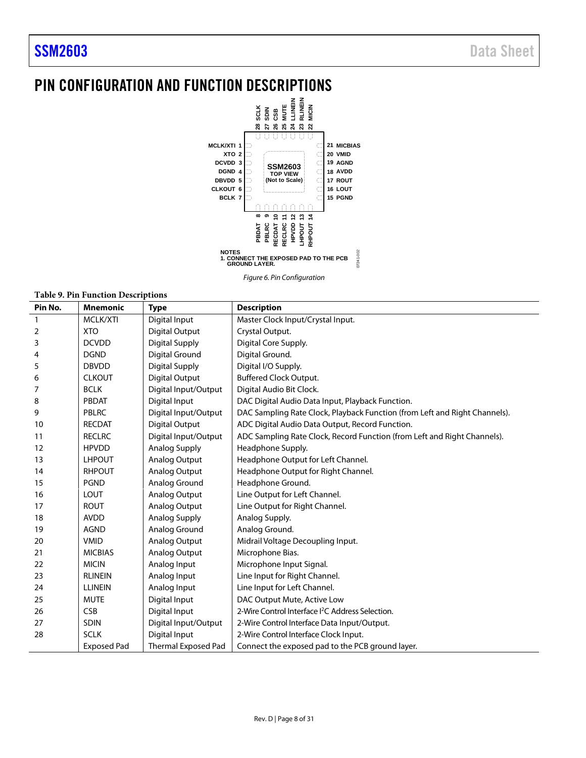# PIN CONFIGURATION AND FUNCTION DESCRIPTIONS

NOTES
1. CONNECT THE EXPOSED PAD TO THE PCB GROUND LAYER.

*Figure 6. Pin Configuration*

**Table 9. Pin Function Descriptions**

| Pin No. | Mnemonic | Type | Description |
|---|---|---|---|
| 1 | MCLK/XTI | Digital Input | Master Clock Input/Crystal Input. |
| 2 | XTO | Digital Output | Crystal Output. |
| 3 | DCVDD | Digital Supply | Digital Core Supply. |
| 4 | DGND | Digital Ground | Digital Ground. |
| 5 | DBVDD | Digital Supply | Digital I/O Supply. |
| 6 | CLKOUT | Digital Output | Buffered Clock Output. |
| 7 | BCLK | Digital Input/Output | Digital Audio Bit Clock. |
| 8 | PBDAT | Digital Input | DAC Digital Audio Data Input, Playback Function. |
| 9 | PBLRC | Digital Input/Output | DAC Sampling Rate Clock, Playback Function (from Left and Right Channels). |
| 10 | RECDAT | Digital Output | ADC Digital Audio Data Output, Record Function. |
| 11 | RECLRC | Digital Input/Output | ADC Sampling Rate Clock, Record Function (from Left and Right Channels). |
| 12 | HPVDD | Analog Supply | Headphone Supply. |
| 13 | LHPOUT | Analog Output | Headphone Output for Left Channel. |
| 14 | RHPOUT | Analog Output | Headphone Output for Right Channel. |
| 15 | PGND | Analog Ground | Headphone Ground. |
| 16 | LOUT | Analog Output | Line Output for Left Channel. |
| 17 | ROUT | Analog Output | Line Output for Right Channel. |
| 18 | AVDD | Analog Supply | Analog Supply. |
| 19 | AGND | Analog Ground | Analog Ground. |
| 20 | VMID | Analog Output | Midrail Voltage Decoupling Input. |
| 21 | MICBIAS | Analog Output | Microphone Bias. |
| 22 | MICIN | Analog Input | Microphone Input Signal. |
| 23 | RLINEIN | Analog Input | Line Input for Right Channel. |
| 24 | LLINEIN | Analog Input | Line Input for Left Channel. |
| 25 | MUTE | Digital Input | DAC Output Mute, Active Low |
| 26 | CSB | Digital Input | 2-Wire Control Interface I²C Address Selection. |
| 27 | SDIN | Digital Input/Output | 2-Wire Control Interface Data Input/Output. |
| 28 | SCLK | Digital Input | 2-Wire Control Interface Clock Input. |
| | Exposed Pad | Thermal Exposed Pad | Connect the exposed pad to the PCB ground layer. |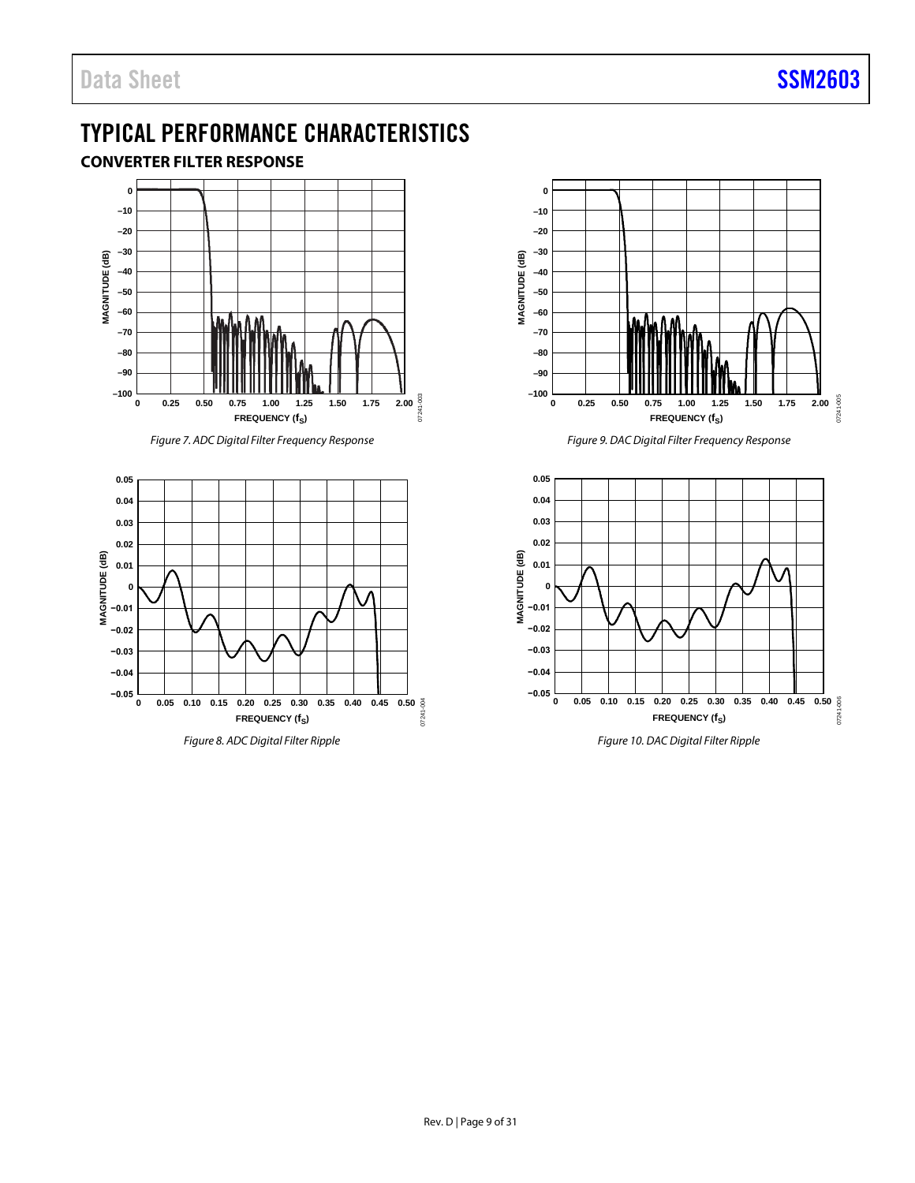# TYPICAL PERFORMANCE CHARACTERISTICS

## CONVERTER FILTER RESPONSE

Figure 7. ADC Digital Filter Frequency Response

Figure 8. ADC Digital Filter Ripple

Figure 9. DAC Digital Filter Frequency Response

Figure 10. DAC Digital Filter Ripple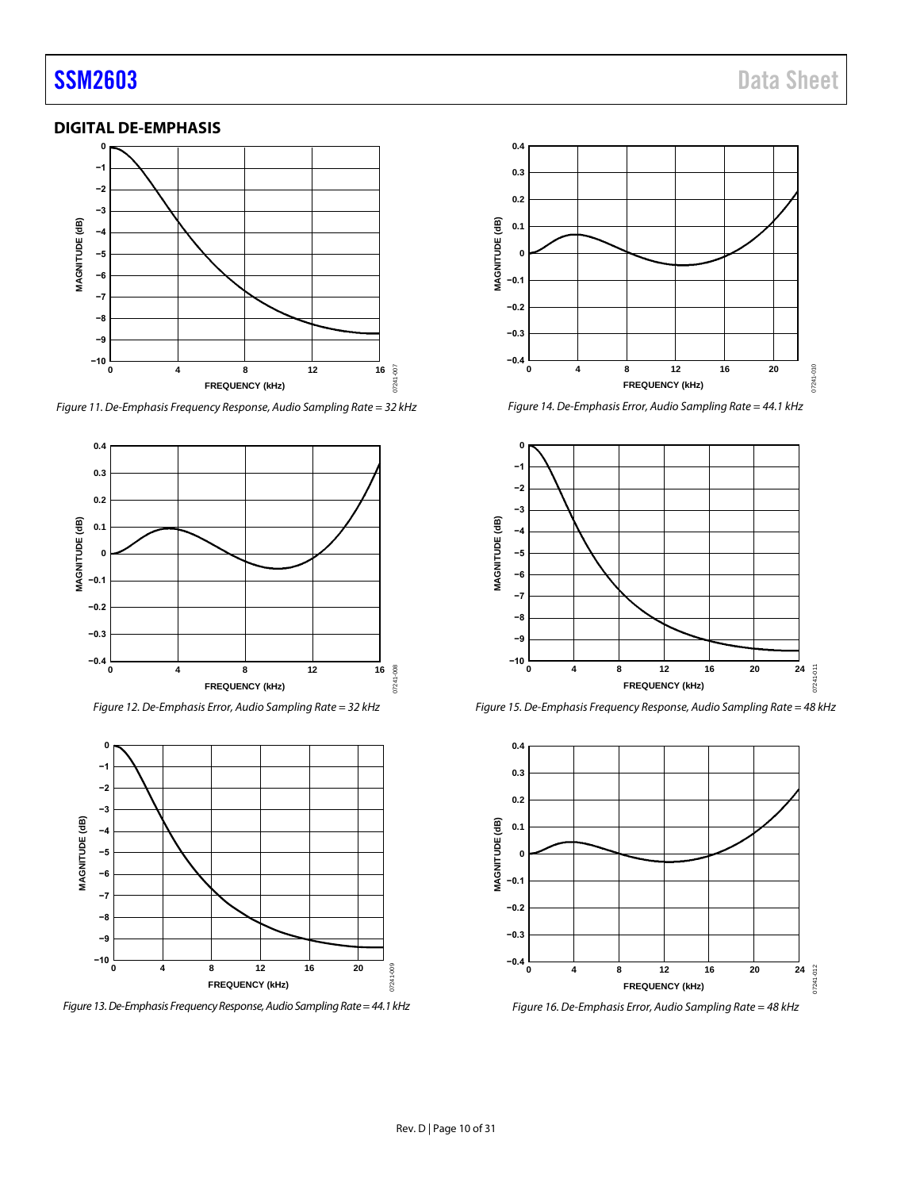## DIGITAL DE-EMPHASIS

Figure 11. De-Emphasis Frequency Response, Audio Sampling Rate = 32 kHz

Figure 12. De-Emphasis Error, Audio Sampling Rate = 32 kHz

Figure 13. De-Emphasis Frequency Response, Audio Sampling Rate = 44.1 kHz

Figure 14. De-Emphasis Error, Audio Sampling Rate = 44.1 kHz

Figure 15. De-Emphasis Frequency Response, Audio Sampling Rate = 48 kHz

Figure 16. De-Emphasis Error, Audio Sampling Rate = 48 kHz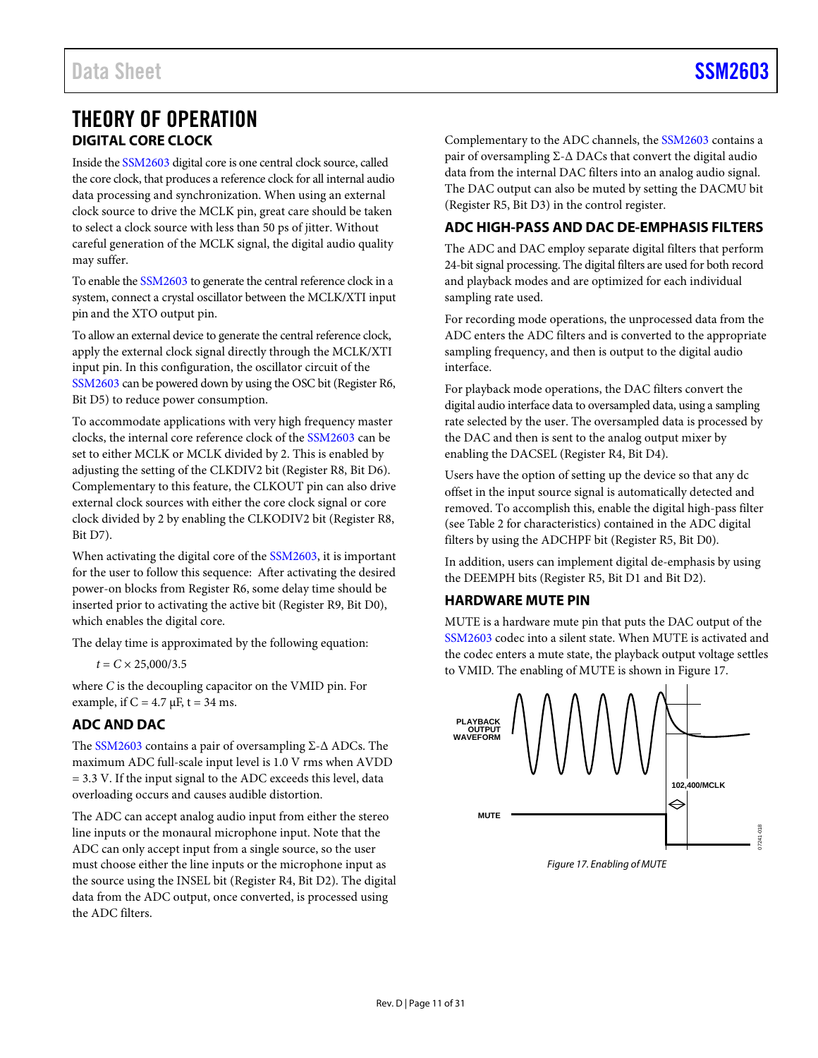# THEORY OF OPERATION

## DIGITAL CORE CLOCK

Inside the SSM2603 digital core is one central clock source, called the core clock, that produces a reference clock for all internal audio data processing and synchronization. When using an external clock source to drive the MCLK pin, great care should be taken to select a clock source with less than 50 ps of jitter. Without careful generation of the MCLK signal, the digital audio quality may suffer.

To enable the SSM2603 to generate the central reference clock in a system, connect a crystal oscillator between the MCLK/XTI input pin and the XTO output pin.

To allow an external device to generate the central reference clock, apply the external clock signal directly through the MCLK/XTI input pin. In this configuration, the oscillator circuit of the SSM2603 can be powered down by using the OSC bit (Register R6, Bit D5) to reduce power consumption.

To accommodate applications with very high frequency master clocks, the internal core reference clock of the SSM2603 can be set to either MCLK or MCLK divided by 2. This is enabled by adjusting the setting of the CLKDIV2 bit (Register R8, Bit D6). Complementary to this feature, the CLKOUT pin can also drive external clock sources with either the core clock signal or core clock divided by 2 by enabling the CLKODIV2 bit (Register R8, Bit D7).

When activating the digital core of the SSM2603, it is important for the user to follow this sequence: After activating the desired power-on blocks from Register R6, some delay time should be inserted prior to activating the active bit (Register R9, Bit D0), which enables the digital core.

The delay time is approximated by the following equation:

$$t = C \times 25{,}000/3.5$$

where $C$ is the decoupling capacitor on the VMID pin. For example, if C = 4.7 µF, t = 34 ms.

## ADC AND DAC

The SSM2603 contains a pair of oversampling Σ-Δ ADCs. The maximum ADC full-scale input level is 1.0 V rms when AVDD = 3.3 V. If the input signal to the ADC exceeds this level, data overloading occurs and causes audible distortion.

The ADC can accept analog audio input from either the stereo line inputs or the monaural microphone input. Note that the ADC can only accept input from a single source, so the user must choose either the line inputs or the microphone input as the source using the INSEL bit (Register R4, Bit D2). The digital data from the ADC output, once converted, is processed using the ADC filters.

Complementary to the ADC channels, the SSM2603 contains a pair of oversampling Σ-Δ DACs that convert the digital audio data from the internal DAC filters into an analog audio signal. The DAC output can also be muted by setting the DACMU bit (Register R5, Bit D3) in the control register.

## ADC HIGH-PASS AND DAC DE-EMPHASIS FILTERS

The ADC and DAC employ separate digital filters that perform 24-bit signal processing. The digital filters are used for both record and playback modes and are optimized for each individual sampling rate used.

For recording mode operations, the unprocessed data from the ADC enters the ADC filters and is converted to the appropriate sampling frequency, and then is output to the digital audio interface.

For playback mode operations, the DAC filters convert the digital audio interface data to oversampled data, using a sampling rate selected by the user. The oversampled data is processed by the DAC and then is sent to the analog output mixer by enabling the DACSEL (Register R4, Bit D4).

Users have the option of setting up the device so that any dc offset in the input source signal is automatically detected and removed. To accomplish this, enable the digital high-pass filter (see Table 2 for characteristics) contained in the ADC digital filters by using the ADCHPF bit (Register R5, Bit D0).

In addition, users can implement digital de-emphasis by using the DEEMPH bits (Register R5, Bit D1 and Bit D2).

## HARDWARE MUTE PIN

MUTE is a hardware mute pin that puts the DAC output of the SSM2603 codec into a silent state. When MUTE is activated and the codec enters a mute state, the playback output voltage settles to VMID. The enabling of MUTE is shown in Figure 17.

*Figure 17. Enabling of MUTE*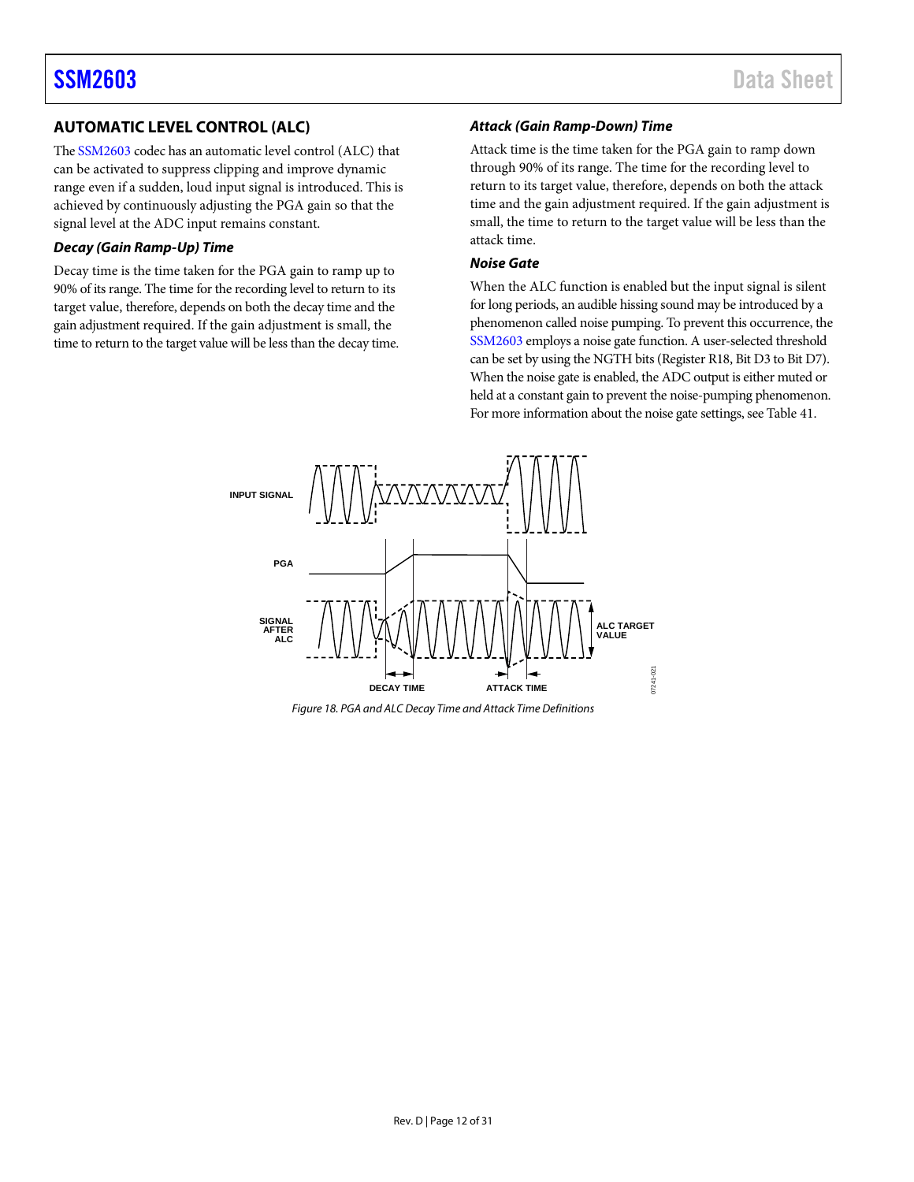## AUTOMATIC LEVEL CONTROL (ALC)

The SSM2603 codec has an automatic level control (ALC) that can be activated to suppress clipping and improve dynamic range even if a sudden, loud input signal is introduced. This is achieved by continuously adjusting the PGA gain so that the signal level at the ADC input remains constant.

### *Decay (Gain Ramp-Up) Time*

Decay time is the time taken for the PGA gain to ramp up to 90% of its range. The time for the recording level to return to its target value, therefore, depends on both the decay time and the gain adjustment required. If the gain adjustment is small, the time to return to the target value will be less than the decay time.

### *Attack (Gain Ramp-Down) Time*

Attack time is the time taken for the PGA gain to ramp down through 90% of its range. The time for the recording level to return to its target value, therefore, depends on both the attack time and the gain adjustment required. If the gain adjustment is small, the time to return to the target value will be less than the attack time.

### *Noise Gate*

When the ALC function is enabled but the input signal is silent for long periods, an audible hissing sound may be introduced by a phenomenon called noise pumping. To prevent this occurrence, the SSM2603 employs a noise gate function. A user-selected threshold can be set by using the NGTH bits (Register R18, Bit D3 to Bit D7). When the noise gate is enabled, the ADC output is either muted or held at a constant gain to prevent the noise-pumping phenomenon. For more information about the noise gate settings, see Table 41.

*Figure 18. PGA and ALC Decay Time and Attack Time Definitions*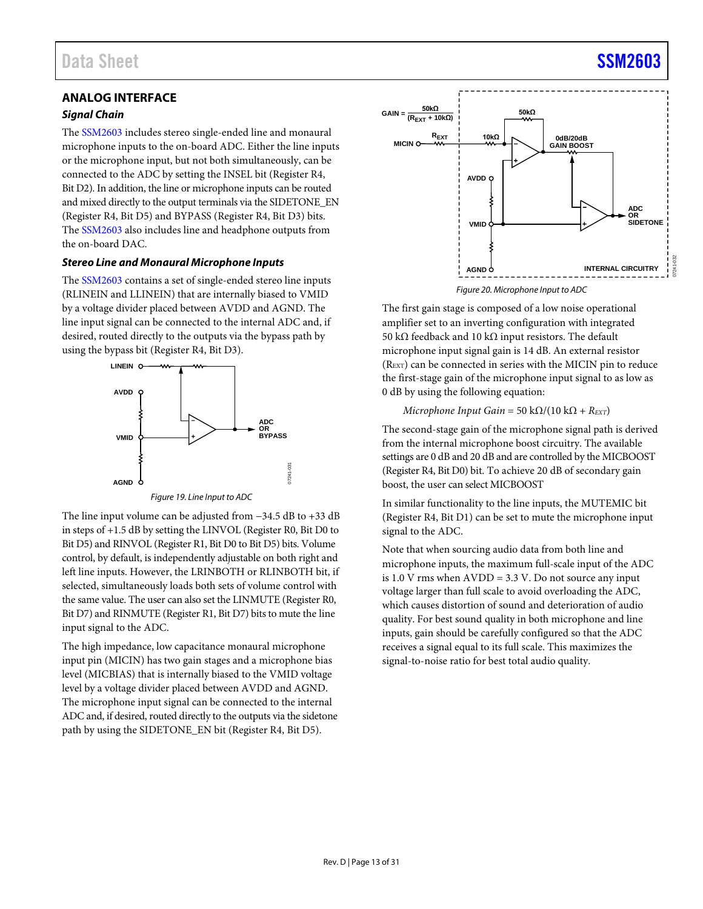## ANALOG INTERFACE

### Signal Chain

The SSM2603 includes stereo single-ended line and monaural microphone inputs to the on-board ADC. Either the line inputs or the microphone input, but not both simultaneously, can be connected to the ADC by setting the INSEL bit (Register R4, Bit D2). In addition, the line or microphone inputs can be routed and mixed directly to the output terminals via the SIDETONE_EN (Register R4, Bit D5) and BYPASS (Register R4, Bit D3) bits. The SSM2603 also includes line and headphone outputs from the on-board DAC.

### Stereo Line and Monaural Microphone Inputs

The SSM2603 contains a set of single-ended stereo line inputs (RLINEIN and LLINEIN) that are internally biased to VMID by a voltage divider placed between AVDD and AGND. The line input signal can be connected to the internal ADC and, if desired, routed directly to the outputs via the bypass path by using the bypass bit (Register R4, Bit D3).

Figure 19. Line Input to ADC

The line input volume can be adjusted from −34.5 dB to +33 dB in steps of +1.5 dB by setting the LINVOL (Register R0, Bit D0 to Bit D5) and RINVOL (Register R1, Bit D0 to Bit D5) bits. Volume control, by default, is independently adjustable on both right and left line inputs. However, the LRINBOTH or RLINBOTH bit, if selected, simultaneously loads both sets of volume control with the same value. The user can also set the LINMUTE (Register R0, Bit D7) and RINMUTE (Register R1, Bit D7) bits to mute the line input signal to the ADC.

The high impedance, low capacitance monaural microphone input pin (MICIN) has two gain stages and a microphone bias level (MICBIAS) that is internally biased to the VMID voltage level by a voltage divider placed between AVDD and AGND. The microphone input signal can be connected to the internal ADC and, if desired, routed directly to the outputs via the sidetone path by using the SIDETONE_EN bit (Register R4, Bit D5).

Figure 20. Microphone Input to ADC

The first gain stage is composed of a low noise operational amplifier set to an inverting configuration with integrated 50 kΩ feedback and 10 kΩ input resistors. The default microphone input signal gain is 14 dB. An external resistor ($R_{EXT}$) can be connected in series with the MICIN pin to reduce the first-stage gain of the microphone input signal to as low as 0 dB by using the following equation:

$$\text{Microphone Input Gain} = 50\text{ k}\Omega/(10\text{ k}\Omega + R_{EXT})$$

The second-stage gain of the microphone signal path is derived from the internal microphone boost circuitry. The available settings are 0 dB and 20 dB and are controlled by the MICBOOST (Register R4, Bit D0) bit. To achieve 20 dB of secondary gain boost, the user can select MICBOOST

In similar functionality to the line inputs, the MUTEMIC bit (Register R4, Bit D1) can be set to mute the microphone input signal to the ADC.

Note that when sourcing audio data from both line and microphone inputs, the maximum full-scale input of the ADC is 1.0 V rms when AVDD = 3.3 V. Do not source any input voltage larger than full scale to avoid overloading the ADC, which causes distortion of sound and deterioration of audio quality. For best sound quality in both microphone and line inputs, gain should be carefully configured so that the ADC receives a signal equal to its full scale. This maximizes the signal-to-noise ratio for best total audio quality.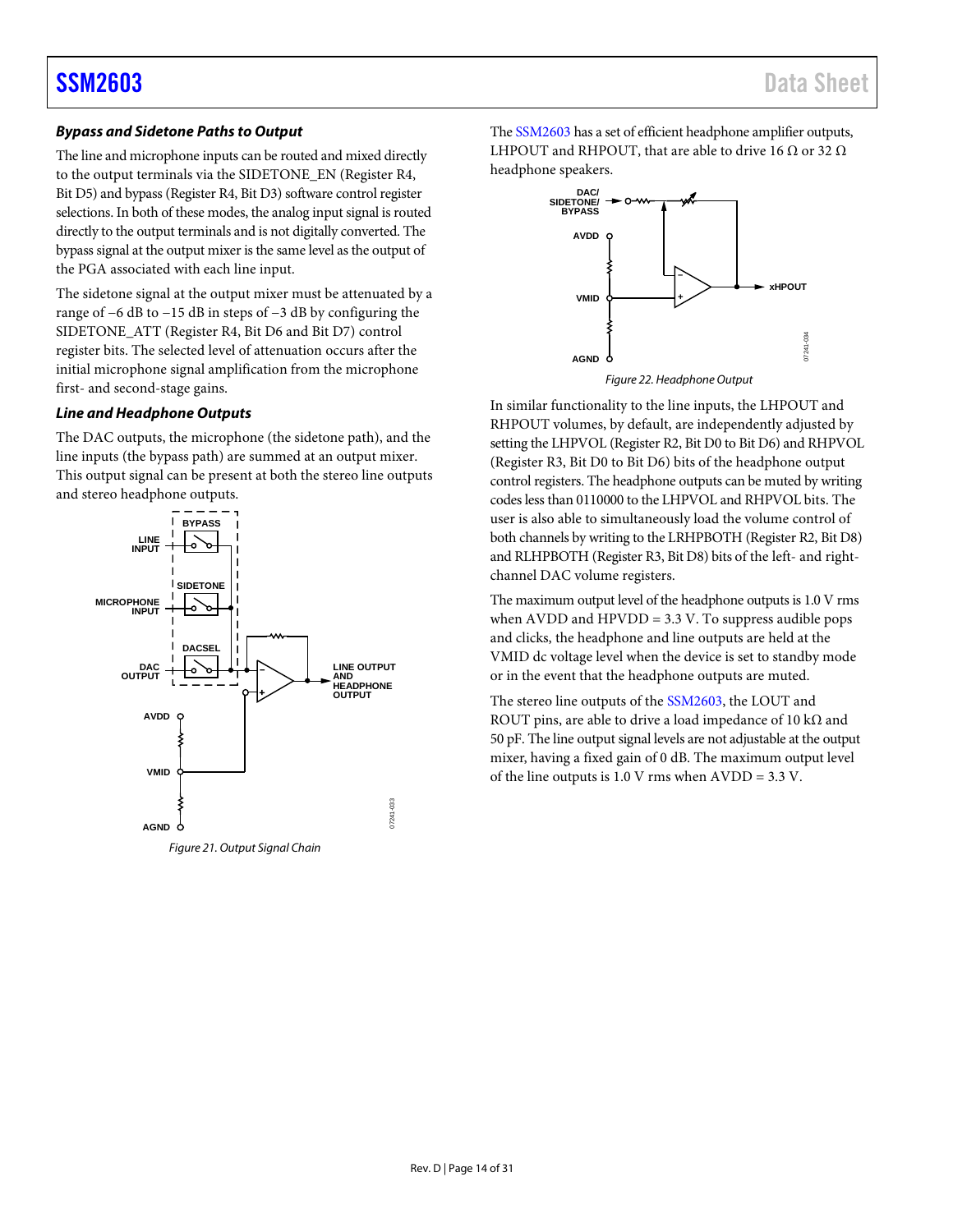### Bypass and Sidetone Paths to Output

The line and microphone inputs can be routed and mixed directly to the output terminals via the SIDETONE_EN (Register R4, Bit D5) and bypass (Register R4, Bit D3) software control register selections. In both of these modes, the analog input signal is routed directly to the output terminals and is not digitally converted. The bypass signal at the output mixer is the same level as the output of the PGA associated with each line input.

The sidetone signal at the output mixer must be attenuated by a range of −6 dB to −15 dB in steps of −3 dB by configuring the SIDETONE_ATT (Register R4, Bit D6 and Bit D7) control register bits. The selected level of attenuation occurs after the initial microphone signal amplification from the microphone first- and second-stage gains.

### Line and Headphone Outputs

The DAC outputs, the microphone (the sidetone path), and the line inputs (the bypass path) are summed at an output mixer. This output signal can be present at both the stereo line outputs and stereo headphone outputs.

*Figure 21. Output Signal Chain*

The SSM2603 has a set of efficient headphone amplifier outputs, LHPOUT and RHPOUT, that are able to drive 16 Ω or 32 Ω headphone speakers.

*Figure 22. Headphone Output*

In similar functionality to the line inputs, the LHPOUT and RHPOUT volumes, by default, are independently adjusted by setting the LHPVOL (Register R2, Bit D0 to Bit D6) and RHPVOL (Register R3, Bit D0 to Bit D6) bits of the headphone output control registers. The headphone outputs can be muted by writing codes less than 0110000 to the LHPVOL and RHPVOL bits. The user is also able to simultaneously load the volume control of both channels by writing to the LRHPBOTH (Register R2, Bit D8) and RLHPBOTH (Register R3, Bit D8) bits of the left- and right-channel DAC volume registers.

The maximum output level of the headphone outputs is 1.0 V rms when AVDD and HPVDD = 3.3 V. To suppress audible pops and clicks, the headphone and line outputs are held at the VMID dc voltage level when the device is set to standby mode or in the event that the headphone outputs are muted.

The stereo line outputs of the SSM2603, the LOUT and ROUT pins, are able to drive a load impedance of 10 kΩ and 50 pF. The line output signal levels are not adjustable at the output mixer, having a fixed gain of 0 dB. The maximum output level of the line outputs is 1.0 V rms when AVDD = 3.3 V.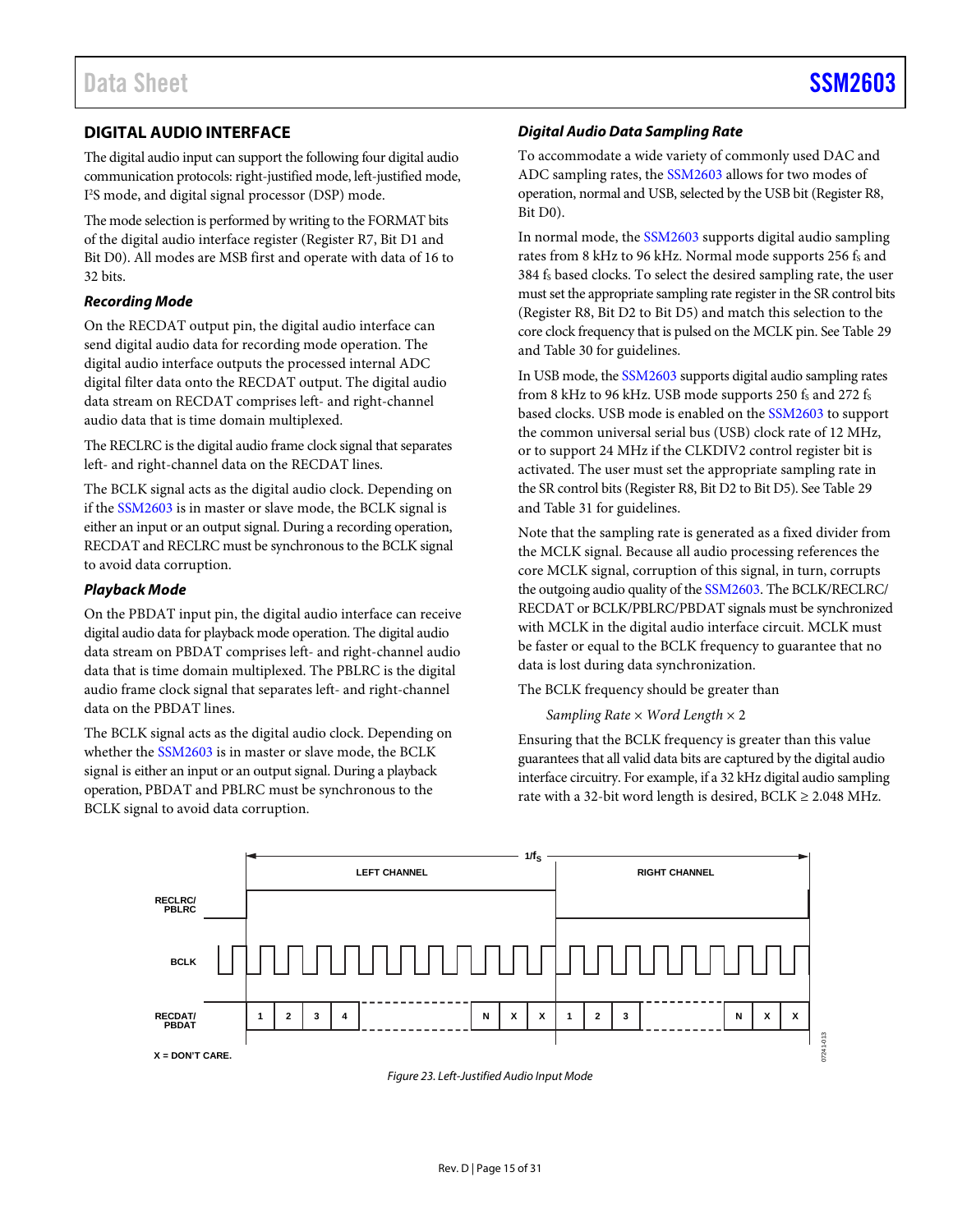## DIGITAL AUDIO INTERFACE

The digital audio input can support the following four digital audio communication protocols: right-justified mode, left-justified mode, I²S mode, and digital signal processor (DSP) mode.

The mode selection is performed by writing to the FORMAT bits of the digital audio interface register (Register R7, Bit D1 and Bit D0). All modes are MSB first and operate with data of 16 to 32 bits.

### *Recording Mode*

On the RECDAT output pin, the digital audio interface can send digital audio data for recording mode operation. The digital audio interface outputs the processed internal ADC digital filter data onto the RECDAT output. The digital audio data stream on RECDAT comprises left- and right-channel audio data that is time domain multiplexed.

The RECLRC is the digital audio frame clock signal that separates left- and right-channel data on the RECDAT lines.

The BCLK signal acts as the digital audio clock. Depending on if the SSM2603 is in master or slave mode, the BCLK signal is either an input or an output signal. During a recording operation, RECDAT and RECLRC must be synchronous to the BCLK signal to avoid data corruption.

### *Playback Mode*

On the PBDAT input pin, the digital audio interface can receive digital audio data for playback mode operation. The digital audio data stream on PBDAT comprises left- and right-channel audio data that is time domain multiplexed. The PBLRC is the digital audio frame clock signal that separates left- and right-channel data on the PBDAT lines.

The BCLK signal acts as the digital audio clock. Depending on whether the SSM2603 is in master or slave mode, the BCLK signal is either an input or an output signal. During a playback operation, PBDAT and PBLRC must be synchronous to the BCLK signal to avoid data corruption.

### *Digital Audio Data Sampling Rate*

To accommodate a wide variety of commonly used DAC and ADC sampling rates, the SSM2603 allows for two modes of operation, normal and USB, selected by the USB bit (Register R8, Bit D0).

In normal mode, the SSM2603 supports digital audio sampling rates from 8 kHz to 96 kHz. Normal mode supports 256 $f_S$ and 384 $f_S$ based clocks. To select the desired sampling rate, the user must set the appropriate sampling rate register in the SR control bits (Register R8, Bit D2 to Bit D5) and match this selection to the core clock frequency that is pulsed on the MCLK pin. See Table 29 and Table 30 for guidelines.

In USB mode, the SSM2603 supports digital audio sampling rates from 8 kHz to 96 kHz. USB mode supports 250 $f_S$ and 272 $f_S$ based clocks. USB mode is enabled on the SSM2603 to support the common universal serial bus (USB) clock rate of 12 MHz, or to support 24 MHz if the CLKDIV2 control register bit is activated. The user must set the appropriate sampling rate in the SR control bits (Register R8, Bit D2 to Bit D5). See Table 29 and Table 31 for guidelines.

Note that the sampling rate is generated as a fixed divider from the MCLK signal. Because all audio processing references the core MCLK signal, corruption of this signal, in turn, corrupts the outgoing audio quality of the SSM2603. The BCLK/RECLRC/RECDAT or BCLK/PBLRC/PBDAT signals must be synchronized with MCLK in the digital audio interface circuit. MCLK must be faster or equal to the BCLK frequency to guarantee that no data is lost during data synchronization.

The BCLK frequency should be greater than

$$\textit{Sampling Rate} \times \textit{Word Length} \times 2$$

Ensuring that the BCLK frequency is greater than this value guarantees that all valid data bits are captured by the digital audio interface circuitry. For example, if a 32 kHz digital audio sampling rate with a 32-bit word length is desired, BCLK ≥ 2.048 MHz.

*Figure 23. Left-Justified Audio Input Mode*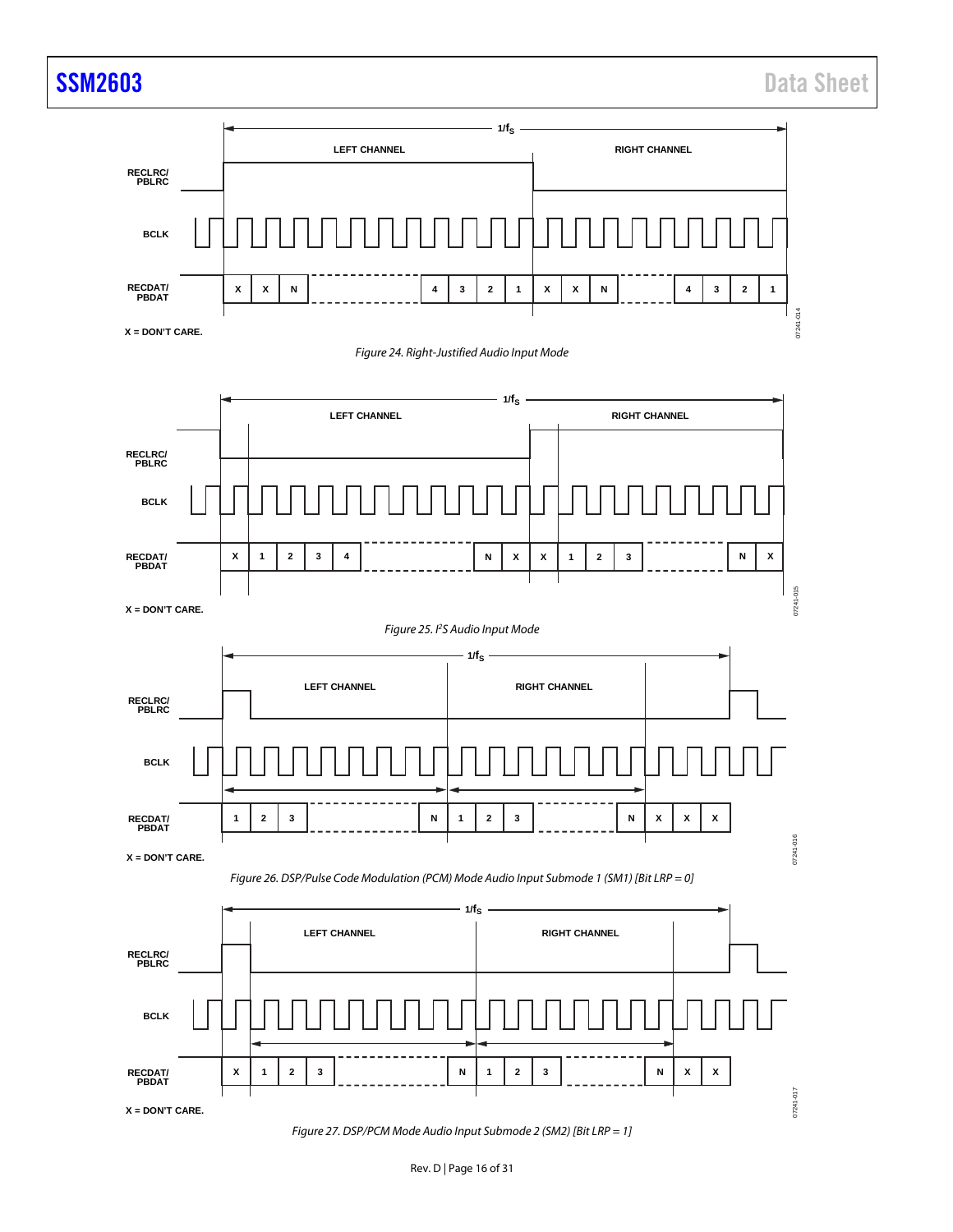Figure 24. Right-Justified Audio Input Mode

Figure 25. I²S Audio Input Mode

Figure 26. DSP/Pulse Code Modulation (PCM) Mode Audio Input Submode 1 (SM1) [Bit LRP = 0]

Figure 27. DSP/PCM Mode Audio Input Submode 2 (SM2) [Bit LRP = 1]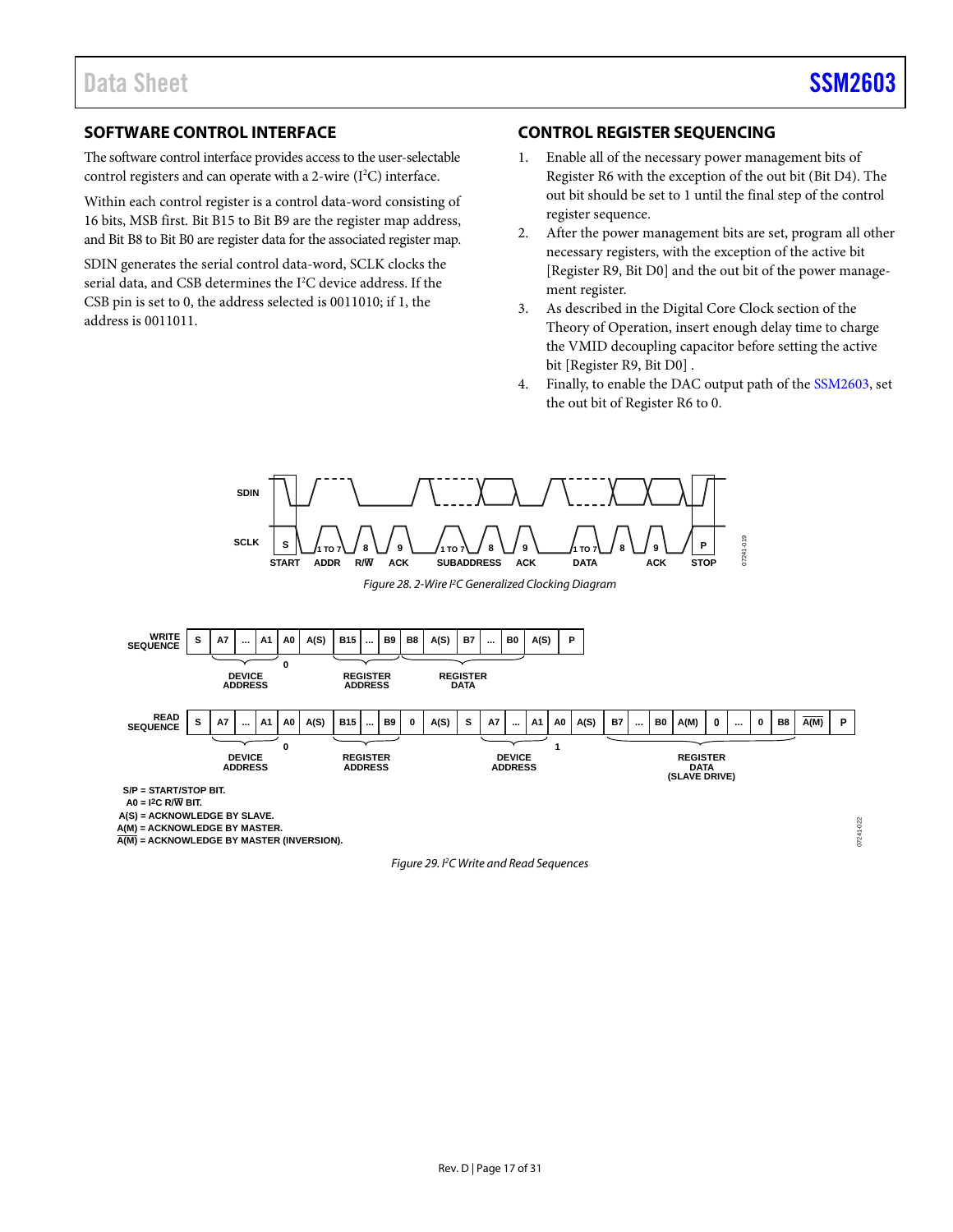## SOFTWARE CONTROL INTERFACE

The software control interface provides access to the user-selectable control registers and can operate with a 2-wire ($I^2C$) interface.

Within each control register is a control data-word consisting of 16 bits, MSB first. Bit B15 to Bit B9 are the register map address, and Bit B8 to Bit B0 are register data for the associated register map.

SDIN generates the serial control data-word, SCLK clocks the serial data, and CSB determines the $I^2C$ device address. If the CSB pin is set to 0, the address selected is 0011010; if 1, the address is 0011011.

## CONTROL REGISTER SEQUENCING

1. Enable all of the necessary power management bits of Register R6 with the exception of the out bit (Bit D4). The out bit should be set to 1 until the final step of the control register sequence.
2. After the power management bits are set, program all other necessary registers, with the exception of the active bit [Register R9, Bit D0] and the out bit of the power management register.
3. As described in the Digital Core Clock section of the Theory of Operation, insert enough delay time to charge the VMID decoupling capacitor before setting the active bit [Register R9, Bit D0] .
4. Finally, to enable the DAC output path of the SSM2603, set the out bit of Register R6 to 0.

*Figure 28. 2-Wire $I^2C$ Generalized Clocking Diagram*

*Figure 29. $I^2C$ Write and Read Sequences*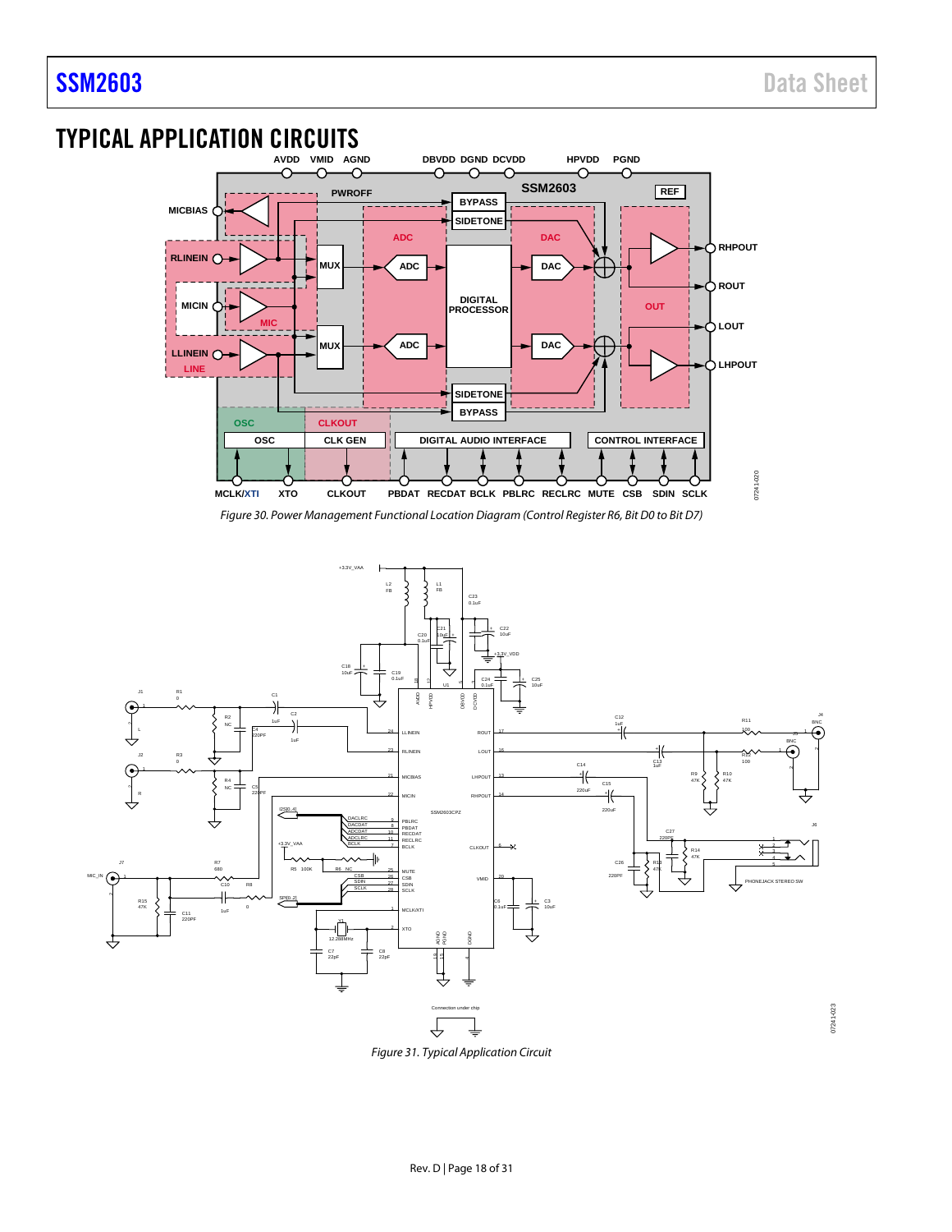## TYPICAL APPLICATION CIRCUITS

*Figure 30. Power Management Functional Location Diagram (Control Register R6, Bit D0 to Bit D7)*

*Figure 31. Typical Application Circuit*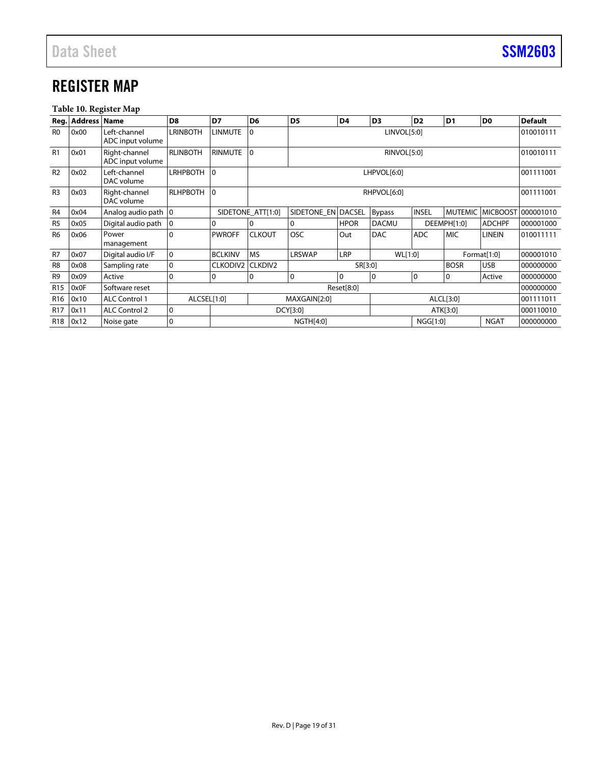## REGISTER MAP

**Table 10. Register Map**

| Reg. | Address | Name | D8 | D7 | D6 | D5 | D4 | D3 | D2 | D1 | D0 | Default |
|---|---|---|---|---|---|---|---|---|---|---|---|---|
| R0 | 0x00 | Left-channel ADC input volume | LRINBOTH | LINMUTE | 0 | LINVOL[5:0] | | | | | | 010010111 |
| R1 | 0x01 | Right-channel ADC input volume | RLINBOTH | RINMUTE | 0 | RINVOL[5:0] | | | | | | 010010111 |
| R2 | 0x02 | Left-channel DAC volume | LRHPBOTH | 0 | LHPVOL[6:0] | | | | | | | 001111001 |
| R3 | 0x03 | Right-channel DAC volume | RLHPBOTH | 0 | RHPVOL[6:0] | | | | | | | 001111001 |
| R4 | 0x04 | Analog audio path | 0 | SIDETONE_ATT[1:0] | | SIDETONE_EN | DACSEL | Bypass | INSEL | MUTEMIC | MICBOOST | 000001010 |
| R5 | 0x05 | Digital audio path | 0 | 0 | 0 | 0 | HPOR | DACMU | DEEMPH[1:0] | | ADCHPF | 000001000 |
| R6 | 0x06 | Power management | 0 | PWROFF | CLKOUT | OSC | Out | DAC | ADC | MIC | LINEIN | 010011111 |
| R7 | 0x07 | Digital audio I/F | 0 | BCLKINV | MS | LRSWAP | LRP | WL[1:0] | | Format[1:0] | | 000001010 |
| R8 | 0x08 | Sampling rate | 0 | CLKODIV2 | CLKDIV2 | SR[3:0] | | | | BOSR | USB | 000000000 |
| R9 | 0x09 | Active | 0 | 0 | 0 | 0 | 0 | 0 | 0 | 0 | Active | 000000000 |
| R15 | 0x0F | Software reset | Reset[8:0] | | | | | | | | | 000000000 |
| R16 | 0x10 | ALC Control 1 | ALCSEL[1:0] | | MAXGAIN[2:0] | | | ALCL[3:0] | | | | 001111011 |
| R17 | 0x11 | ALC Control 2 | 0 | DCY[3:0] | | | | ATK[3:0] | | | | 000110010 |
| R18 | 0x12 | Noise gate | 0 | NGTH[4:0] | | | | | NGG[1:0] | | NGAT | 000000000 |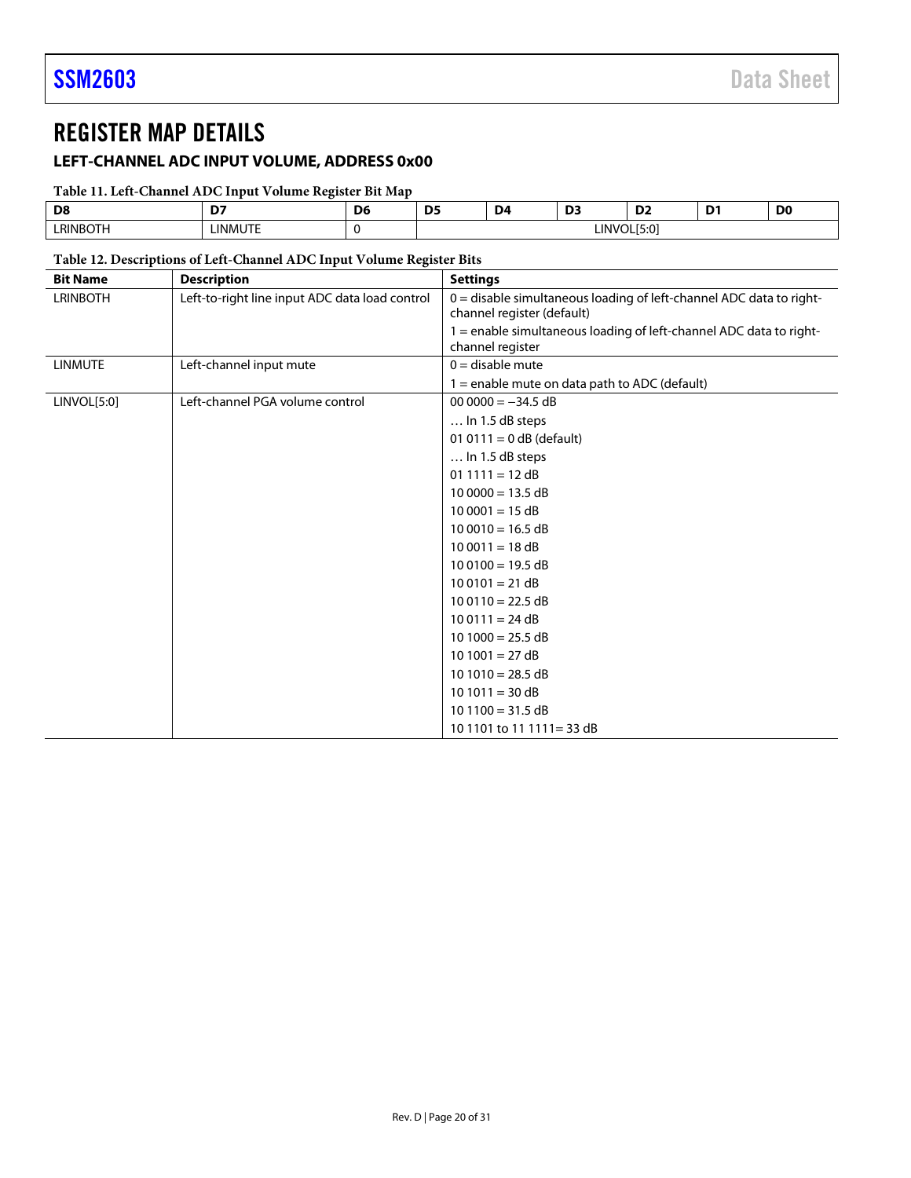# REGISTER MAP DETAILS

## LEFT-CHANNEL ADC INPUT VOLUME, ADDRESS 0x00

**Table 11. Left-Channel ADC Input Volume Register Bit Map**

| D8 | D7 | D6 | D5 | D4 | D3 | D2 | D1 | D0 |
|---|---|---|---|---|---|---|---|---|
| LRINBOTH | LINMUTE | 0 | LINVOL[5:0] | | | | | |

**Table 12. Descriptions of Left-Channel ADC Input Volume Register Bits**

| Bit Name | Description | Settings |
|---|---|---|
| LRINBOTH | Left-to-right line input ADC data load control | 0 = disable simultaneous loading of left-channel ADC data to right-channel register (default) |
| | | 1 = enable simultaneous loading of left-channel ADC data to right-channel register |
| LINMUTE | Left-channel input mute | 0 = disable mute |
| | | 1 = enable mute on data path to ADC (default) |
| LINVOL[5:0] | Left-channel PGA volume control | 00 0000 = −34.5 dB |
| | | … In 1.5 dB steps |
| | | 01 0111 = 0 dB (default) |
| | | … In 1.5 dB steps |
| | | 01 1111 = 12 dB |
| | | 10 0000 = 13.5 dB |
| | | 10 0001 = 15 dB |
| | | 10 0010 = 16.5 dB |
| | | 10 0011 = 18 dB |
| | | 10 0100 = 19.5 dB |
| | | 10 0101 = 21 dB |
| | | 10 0110 = 22.5 dB |
| | | 10 0111 = 24 dB |
| | | 10 1000 = 25.5 dB |
| | | 10 1001 = 27 dB |
| | | 10 1010 = 28.5 dB |
| | | 10 1011 = 30 dB |
| | | 10 1100 = 31.5 dB |
| | | 10 1101 to 11 1111= 33 dB |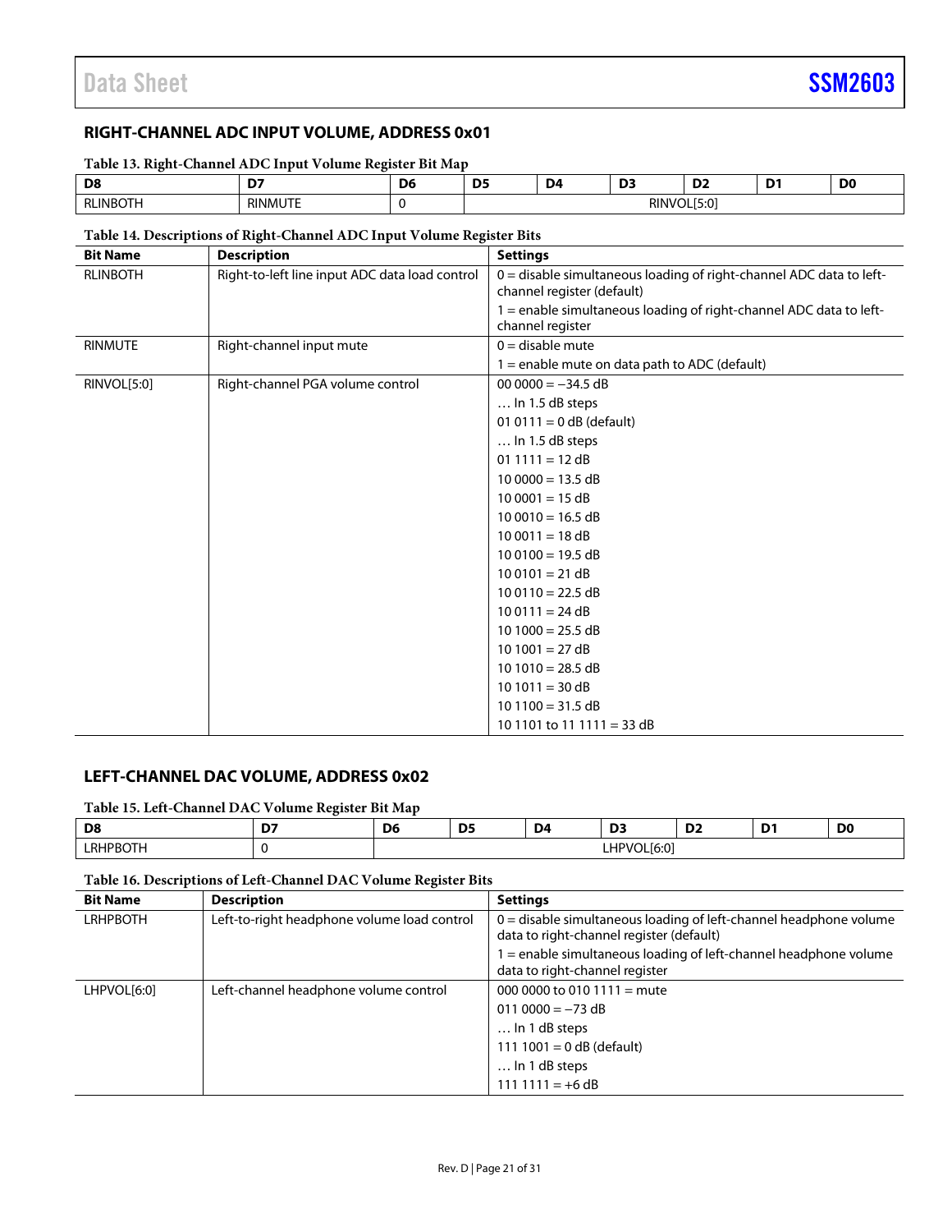## RIGHT-CHANNEL ADC INPUT VOLUME, ADDRESS 0x01

**Table 13. Right-Channel ADC Input Volume Register Bit Map**

| D8 | D7 | D6 | D5 | D4 | D3 | D2 | D1 | D0 |
|---|---|---|---|---|---|---|---|---|
| RLINBOTH | RINMUTE | 0 | RINVOL[5:0] | | | | | |

**Table 14. Descriptions of Right-Channel ADC Input Volume Register Bits**

| Bit Name | Description | Settings |
|---|---|---|
| RLINBOTH | Right-to-left line input ADC data load control | 0 = disable simultaneous loading of right-channel ADC data to left-channel register (default) |
| | | 1 = enable simultaneous loading of right-channel ADC data to left-channel register |
| RINMUTE | Right-channel input mute | 0 = disable mute |
| | | 1 = enable mute on data path to ADC (default) |
| RINVOL[5:0] | Right-channel PGA volume control | 00 0000 = −34.5 dB |
| | | … In 1.5 dB steps |
| | | 01 0111 = 0 dB (default) |
| | | … In 1.5 dB steps |
| | | 01 1111 = 12 dB |
| | | 10 0000 = 13.5 dB |
| | | 10 0001 = 15 dB |
| | | 10 0010 = 16.5 dB |
| | | 10 0011 = 18 dB |
| | | 10 0100 = 19.5 dB |
| | | 10 0101 = 21 dB |
| | | 10 0110 = 22.5 dB |
| | | 10 0111 = 24 dB |
| | | 10 1000 = 25.5 dB |
| | | 10 1001 = 27 dB |
| | | 10 1010 = 28.5 dB |
| | | 10 1011 = 30 dB |
| | | 10 1100 = 31.5 dB |
| | | 10 1101 to 11 1111 = 33 dB |

## LEFT-CHANNEL DAC VOLUME, ADDRESS 0x02

**Table 15. Left-Channel DAC Volume Register Bit Map**

| D8 | D7 | D6 | D5 | D4 | D3 | D2 | D1 | D0 |
|---|---|---|---|---|---|---|---|---|
| LRHPBOTH | 0 | LHPVOL[6:0] | | | | | | |

**Table 16. Descriptions of Left-Channel DAC Volume Register Bits**

| Bit Name | Description | Settings |
|---|---|---|
| LRHPBOTH | Left-to-right headphone volume load control | 0 = disable simultaneous loading of left-channel headphone volume data to right-channel register (default) |
| | | 1 = enable simultaneous loading of left-channel headphone volume data to right-channel register |
| LHPVOL[6:0] | Left-channel headphone volume control | 000 0000 to 010 1111 = mute |
| | | 011 0000 = −73 dB |
| | | … In 1 dB steps |
| | | 111 1001 = 0 dB (default) |
| | | … In 1 dB steps |
| | | 111 1111 = +6 dB |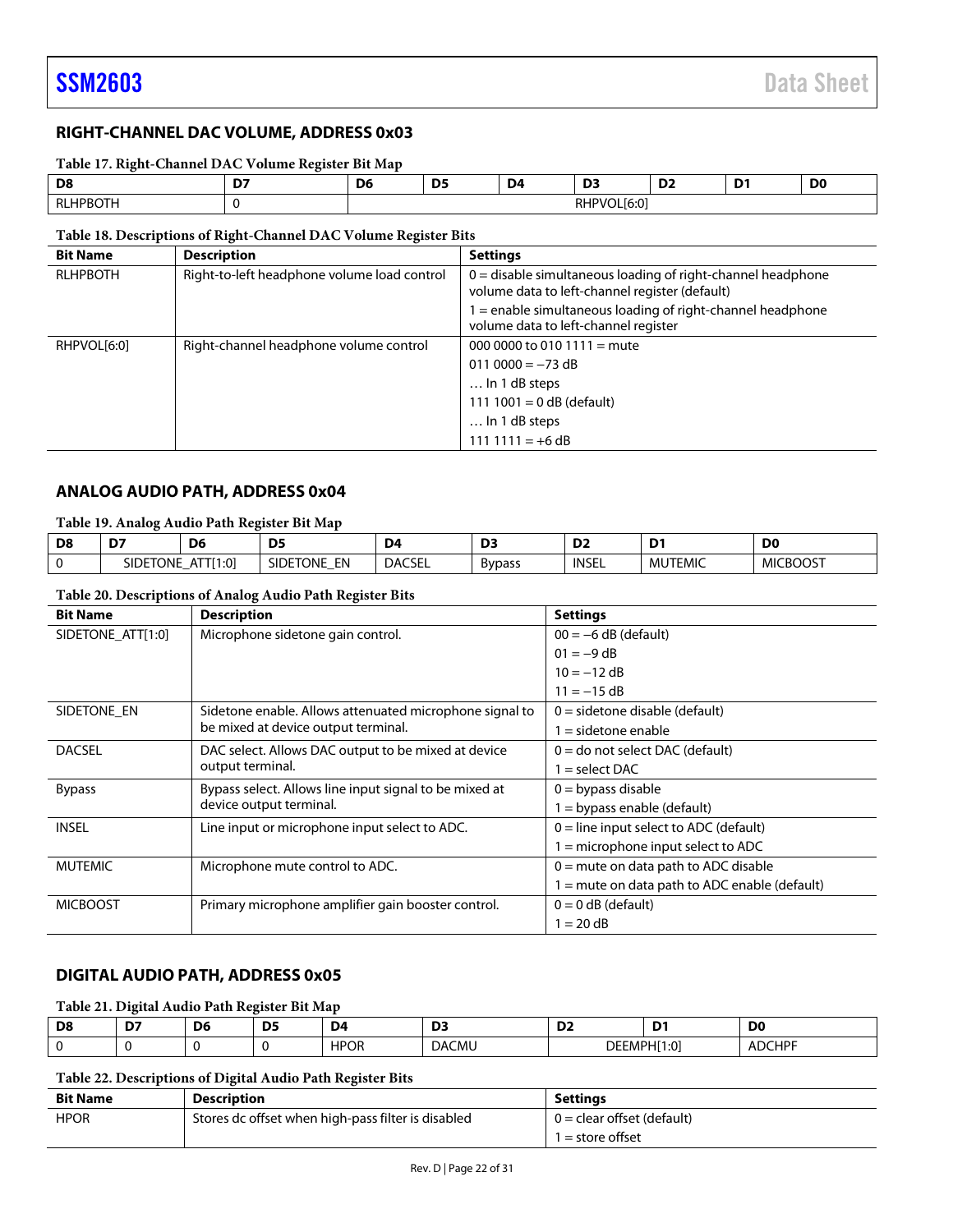## RIGHT-CHANNEL DAC VOLUME, ADDRESS 0x03

**Table 17. Right-Channel DAC Volume Register Bit Map**

| D8 | D7 | D6 | D5 | D4 | D3 | D2 | D1 | D0 |
|---|---|---|---|---|---|---|---|---|
| RLHPBOTH | 0 | RHPVOL[6:0] | | | | | | |

**Table 18. Descriptions of Right-Channel DAC Volume Register Bits**

| Bit Name | Description | Settings |
|---|---|---|
| RLHPBOTH | Right-to-left headphone volume load control | 0 = disable simultaneous loading of right-channel headphone volume data to left-channel register (default) |
| | | 1 = enable simultaneous loading of right-channel headphone volume data to left-channel register |
| RHPVOL[6:0] | Right-channel headphone volume control | 000 0000 to 010 1111 = mute |
| | | 011 0000 = −73 dB |
| | | … In 1 dB steps |
| | | 111 1001 = 0 dB (default) |
| | | … In 1 dB steps |
| | | 111 1111 = +6 dB |

## ANALOG AUDIO PATH, ADDRESS 0x04

**Table 19. Analog Audio Path Register Bit Map**

| D8 | D7 | D6 | D5 | D4 | D3 | D2 | D1 | D0 |
|---|---|---|---|---|---|---|---|---|
| 0 | SIDETONE_ATT[1:0] | | SIDETONE_EN | DACSEL | Bypass | INSEL | MUTEMIC | MICBOOST |

**Table 20. Descriptions of Analog Audio Path Register Bits**

| Bit Name | Description | Settings |
|---|---|---|
| SIDETONE_ATT[1:0] | Microphone sidetone gain control. | 00 = −6 dB (default) |
| | | 01 = −9 dB |
| | | 10 = −12 dB |
| | | 11 = −15 dB |
| SIDETONE_EN | Sidetone enable. Allows attenuated microphone signal to be mixed at device output terminal. | 0 = sidetone disable (default) |
| | | 1 = sidetone enable |
| DACSEL | DAC select. Allows DAC output to be mixed at device output terminal. | 0 = do not select DAC (default) |
| | | 1 = select DAC |
| Bypass | Bypass select. Allows line input signal to be mixed at device output terminal. | 0 = bypass disable |
| | | 1 = bypass enable (default) |
| INSEL | Line input or microphone input select to ADC. | 0 = line input select to ADC (default) |
| | | 1 = microphone input select to ADC |
| MUTEMIC | Microphone mute control to ADC. | 0 = mute on data path to ADC disable |
| | | 1 = mute on data path to ADC enable (default) |
| MICBOOST | Primary microphone amplifier gain booster control. | 0 = 0 dB (default) |
| | | 1 = 20 dB |

## DIGITAL AUDIO PATH, ADDRESS 0x05

**Table 21. Digital Audio Path Register Bit Map**

| D8 | D7 | D6 | D5 | D4 | D3 | D2 | D1 | D0 |
|---|---|---|---|---|---|---|---|---|
| 0 | 0 | 0 | 0 | HPOR | DACMU | DEEMPH[1:0] | | ADCHPF |

**Table 22. Descriptions of Digital Audio Path Register Bits**

| Bit Name | Description | Settings |
|---|---|---|
| HPOR | Stores dc offset when high-pass filter is disabled | 0 = clear offset (default) |
| | | 1 = store offset |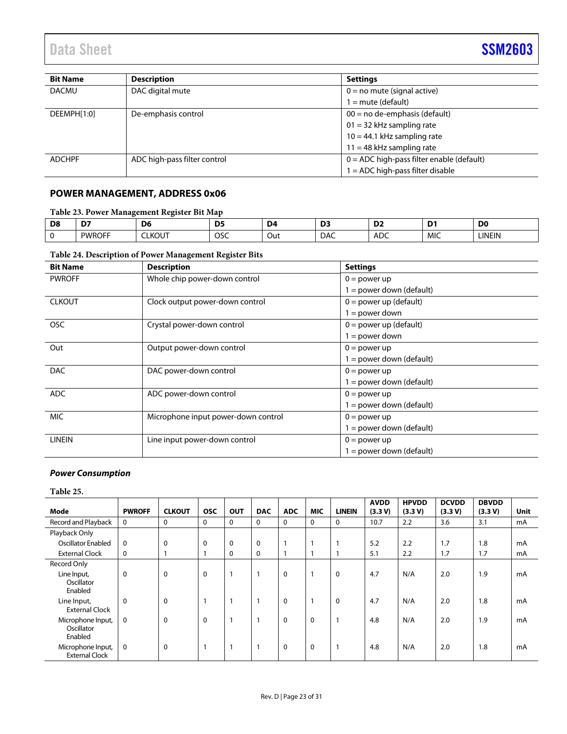| Bit Name | Description | Settings |
|---|---|---|
| DACMU | DAC digital mute | 0 = no mute (signal active)<br>1 = mute (default) |
| DEEMPH[1:0] | De-emphasis control | 00 = no de-emphasis (default)<br>01 = 32 kHz sampling rate<br>10 = 44.1 kHz sampling rate<br>11 = 48 kHz sampling rate |
| ADCHPF | ADC high-pass filter control | 0 = ADC high-pass filter enable (default)<br>1 = ADC high-pass filter disable |

## POWER MANAGEMENT, ADDRESS 0x06

**Table 23. Power Management Register Bit Map**

| D8 | D7 | D6 | D5 | D4 | D3 | D2 | D1 | D0 |
|---|---|---|---|---|---|---|---|---|
| 0 | PWROFF | CLKOUT | OSC | Out | DAC | ADC | MIC | LINEIN |

**Table 24. Description of Power Management Register Bits**

| Bit Name | Description | Settings |
|---|---|---|
| PWROFF | Whole chip power-down control | 0 = power up<br>1 = power down (default) |
| CLKOUT | Clock output power-down control | 0 = power up (default)<br>1 = power down |
| OSC | Crystal power-down control | 0 = power up (default)<br>1 = power down |
| Out | Output power-down control | 0 = power up<br>1 = power down (default) |
| DAC | DAC power-down control | 0 = power up<br>1 = power down (default) |
| ADC | ADC power-down control | 0 = power up<br>1 = power down (default) |
| MIC | Microphone input power-down control | 0 = power up<br>1 = power down (default) |
| LINEIN | Line input power-down control | 0 = power up<br>1 = power down (default) |

### *Power Consumption*

**Table 25.**

| Mode | PWROFF | CLKOUT | OSC | OUT | DAC | ADC | MIC | LINEIN | AVDD (3.3 V) | HPVDD (3.3 V) | DCVDD (3.3 V) | DBVDD (3.3 V) | Unit |
|---|---|---|---|---|---|---|---|---|---|---|---|---|---|
| Record and Playback | 0 | 0 | 0 | 0 | 0 | 0 | 0 | 0 | 10.7 | 2.2 | 3.6 | 3.1 | mA |
| Playback Only | | | | | | | | | | | | | |
| Oscillator Enabled | 0 | 0 | 0 | 0 | 0 | 1 | 1 | 1 | 5.2 | 2.2 | 1.7 | 1.8 | mA |
| External Clock | 0 | 1 | 1 | 0 | 0 | 1 | 1 | 1 | 5.1 | 2.2 | 1.7 | 1.7 | mA |
| Record Only | | | | | | | | | | | | | |
| Line Input, Oscillator Enabled | 0 | 0 | 0 | 1 | 1 | 0 | 1 | 0 | 4.7 | N/A | 2.0 | 1.9 | mA |
| Line Input, External Clock | 0 | 0 | 1 | 1 | 1 | 0 | 1 | 0 | 4.7 | N/A | 2.0 | 1.8 | mA |
| Microphone Input, Oscillator Enabled | 0 | 0 | 0 | 1 | 1 | 0 | 0 | 1 | 4.8 | N/A | 2.0 | 1.9 | mA |
| Microphone Input, External Clock | 0 | 0 | 1 | 1 | 1 | 0 | 0 | 1 | 4.8 | N/A | 2.0 | 1.8 | mA |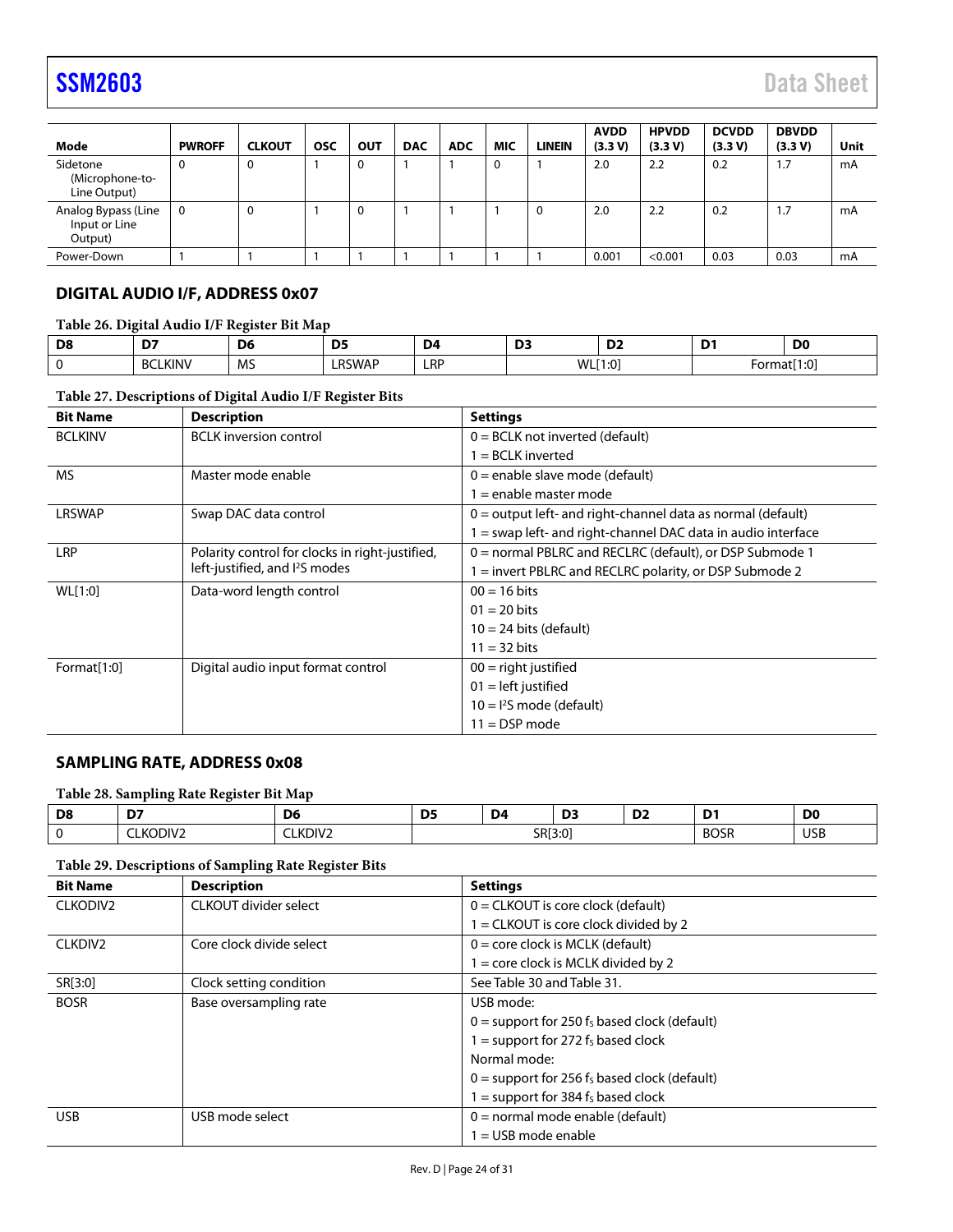| Mode | PWROFF | CLKOUT | OSC | OUT | DAC | ADC | MIC | LINEIN | AVDD (3.3 V) | HPVDD (3.3 V) | DCVDD (3.3 V) | DBVDD (3.3 V) | Unit |
|---|---|---|---|---|---|---|---|---|---|---|---|---|---|
| Sidetone (Microphone-to-Line Output) | 0 | 0 | 1 | 0 | 1 | 1 | 0 | 1 | 2.0 | 2.2 | 0.2 | 1.7 | mA |
| Analog Bypass (Line Input or Line Output) | 0 | 0 | 1 | 0 | 1 | 1 | 1 | 0 | 2.0 | 2.2 | 0.2 | 1.7 | mA |
| Power-Down | 1 | 1 | 1 | 1 | 1 | 1 | 1 | 1 | 0.001 | <0.001 | 0.03 | 0.03 | mA |

## DIGITAL AUDIO I/F, ADDRESS 0x07

**Table 26. Digital Audio I/F Register Bit Map**

| D8 | D7 | D6 | D5 | D4 | D3 | D2 | D1 | D0 |
|---|---|---|---|---|---|---|---|---|
| 0 | BCLKINV | MS | LRSWAP | LRP | WL[1:0] | | Format[1:0] | |

**Table 27. Descriptions of Digital Audio I/F Register Bits**

| Bit Name | Description | Settings |
|---|---|---|
| BCLKINV | BCLK inversion control | 0 = BCLK not inverted (default) |
| | | 1 = BCLK inverted |
| MS | Master mode enable | 0 = enable slave mode (default) |
| | | 1 = enable master mode |
| LRSWAP | Swap DAC data control | 0 = output left- and right-channel data as normal (default) |
| | | 1 = swap left- and right-channel DAC data in audio interface |
| LRP | Polarity control for clocks in right-justified, left-justified, and I²S modes | 0 = normal PBLRC and RECLRC (default), or DSP Submode 1 |
| | | 1 = invert PBLRC and RECLRC polarity, or DSP Submode 2 |
| WL[1:0] | Data-word length control | 00 = 16 bits |
| | | 01 = 20 bits |
| | | 10 = 24 bits (default) |
| | | 11 = 32 bits |
| Format[1:0] | Digital audio input format control | 00 = right justified |
| | | 01 = left justified |
| | | 10 = I²S mode (default) |
| | | 11 = DSP mode |

## SAMPLING RATE, ADDRESS 0x08

**Table 28. Sampling Rate Register Bit Map**

| D8 | D7 | D6 | D5 | D4 | D3 | D2 | D1 | D0 |
|---|---|---|---|---|---|---|---|---|
| 0 | CLKODIV2 | CLKDIV2 | SR[3:0] | | | | BOSR | USB |

**Table 29. Descriptions of Sampling Rate Register Bits**

| Bit Name | Description | Settings |
|---|---|---|
| CLKODIV2 | CLKOUT divider select | 0 = CLKOUT is core clock (default) |
| | | 1 = CLKOUT is core clock divided by 2 |
| CLKDIV2 | Core clock divide select | 0 = core clock is MCLK (default) |
| | | 1 = core clock is MCLK divided by 2 |
| SR[3:0] | Clock setting condition | See Table 30 and Table 31. |
| BOSR | Base oversampling rate | USB mode: |
| | | 0 = support for 250 $f_S$ based clock (default) |
| | | 1 = support for 272 $f_S$ based clock |
| | | Normal mode: |
| | | 0 = support for 256 $f_S$ based clock (default) |
| | | 1 = support for 384 $f_S$ based clock |
| USB | USB mode select | 0 = normal mode enable (default) |
| | | 1 = USB mode enable |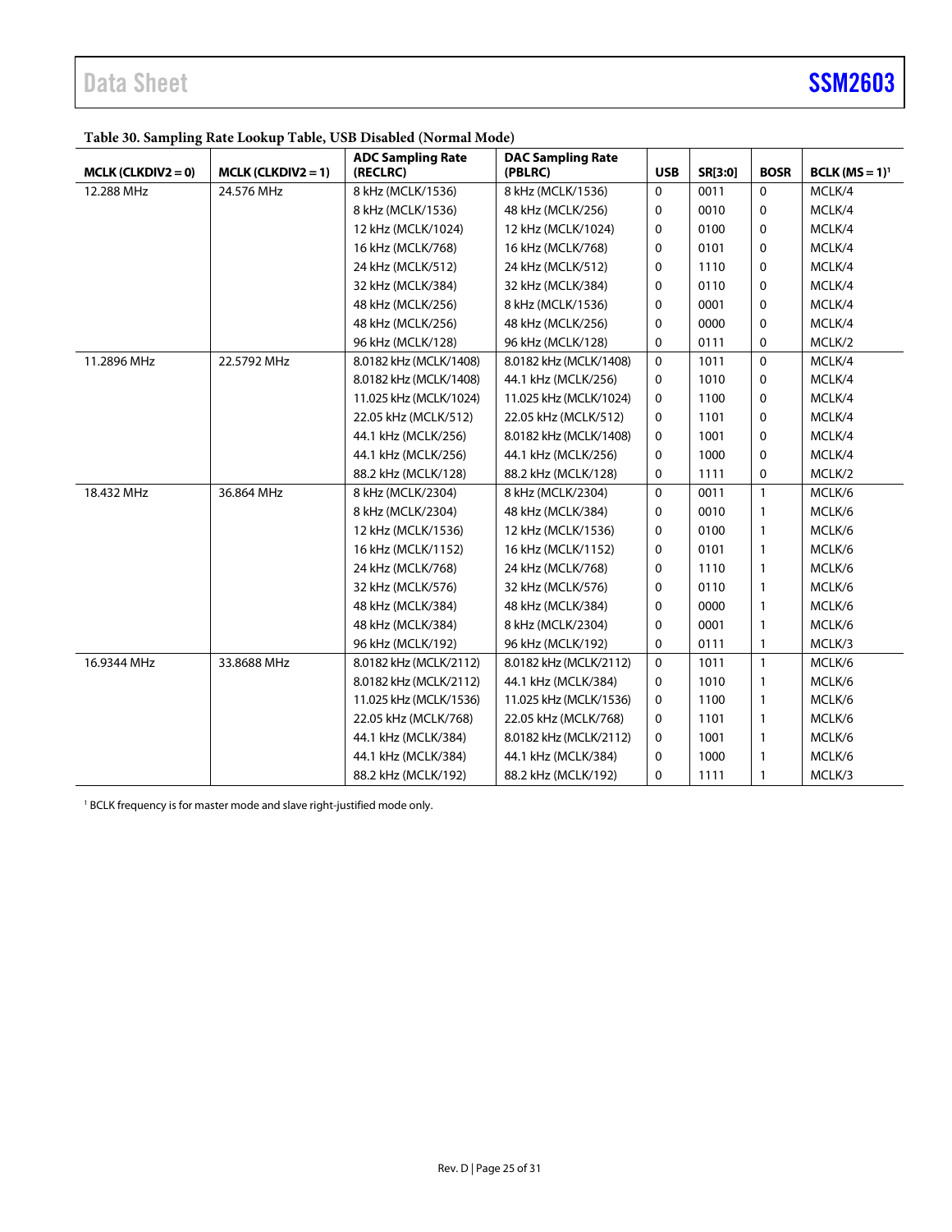**Table 30. Sampling Rate Lookup Table, USB Disabled (Normal Mode)**

| MCLK (CLKDIV2 = 0) | MCLK (CLKDIV2 = 1) | ADC Sampling Rate (RECLRC) | DAC Sampling Rate (PBLRC) | USB | SR[3:0] | BOSR | BCLK (MS = 1)[1] |
|---|---|---|---|---|---|---|---|
| 12.288 MHz | 24.576 MHz | 8 kHz (MCLK/1536) | 8 kHz (MCLK/1536) | 0 | 0011 | 0 | MCLK/4 |
| | | 8 kHz (MCLK/1536) | 48 kHz (MCLK/256) | 0 | 0010 | 0 | MCLK/4 |
| | | 12 kHz (MCLK/1024) | 12 kHz (MCLK/1024) | 0 | 0100 | 0 | MCLK/4 |
| | | 16 kHz (MCLK/768) | 16 kHz (MCLK/768) | 0 | 0101 | 0 | MCLK/4 |
| | | 24 kHz (MCLK/512) | 24 kHz (MCLK/512) | 0 | 1110 | 0 | MCLK/4 |
| | | 32 kHz (MCLK/384) | 32 kHz (MCLK/384) | 0 | 0110 | 0 | MCLK/4 |
| | | 48 kHz (MCLK/256) | 8 kHz (MCLK/1536) | 0 | 0001 | 0 | MCLK/4 |
| | | 48 kHz (MCLK/256) | 48 kHz (MCLK/256) | 0 | 0000 | 0 | MCLK/4 |
| | | 96 kHz (MCLK/128) | 96 kHz (MCLK/128) | 0 | 0111 | 0 | MCLK/2 |
| 11.2896 MHz | 22.5792 MHz | 8.0182 kHz (MCLK/1408) | 8.0182 kHz (MCLK/1408) | 0 | 1011 | 0 | MCLK/4 |
| | | 8.0182 kHz (MCLK/1408) | 44.1 kHz (MCLK/256) | 0 | 1010 | 0 | MCLK/4 |
| | | 11.025 kHz (MCLK/1024) | 11.025 kHz (MCLK/1024) | 0 | 1100 | 0 | MCLK/4 |
| | | 22.05 kHz (MCLK/512) | 22.05 kHz (MCLK/512) | 0 | 1101 | 0 | MCLK/4 |
| | | 44.1 kHz (MCLK/256) | 8.0182 kHz (MCLK/1408) | 0 | 1001 | 0 | MCLK/4 |
| | | 44.1 kHz (MCLK/256) | 44.1 kHz (MCLK/256) | 0 | 1000 | 0 | MCLK/4 |
| | | 88.2 kHz (MCLK/128) | 88.2 kHz (MCLK/128) | 0 | 1111 | 0 | MCLK/2 |
| 18.432 MHz | 36.864 MHz | 8 kHz (MCLK/2304) | 8 kHz (MCLK/2304) | 0 | 0011 | 1 | MCLK/6 |
| | | 8 kHz (MCLK/2304) | 48 kHz (MCLK/384) | 0 | 0010 | 1 | MCLK/6 |
| | | 12 kHz (MCLK/1536) | 12 kHz (MCLK/1536) | 0 | 0100 | 1 | MCLK/6 |
| | | 16 kHz (MCLK/1152) | 16 kHz (MCLK/1152) | 0 | 0101 | 1 | MCLK/6 |
| | | 24 kHz (MCLK/768) | 24 kHz (MCLK/768) | 0 | 1110 | 1 | MCLK/6 |
| | | 32 kHz (MCLK/576) | 32 kHz (MCLK/576) | 0 | 0110 | 1 | MCLK/6 |
| | | 48 kHz (MCLK/384) | 48 kHz (MCLK/384) | 0 | 0000 | 1 | MCLK/6 |
| | | 48 kHz (MCLK/384) | 8 kHz (MCLK/2304) | 0 | 0001 | 1 | MCLK/6 |
| | | 96 kHz (MCLK/192) | 96 kHz (MCLK/192) | 0 | 0111 | 1 | MCLK/3 |
| 16.9344 MHz | 33.8688 MHz | 8.0182 kHz (MCLK/2112) | 8.0182 kHz (MCLK/2112) | 0 | 1011 | 1 | MCLK/6 |
| | | 8.0182 kHz (MCLK/2112) | 44.1 kHz (MCLK/384) | 0 | 1010 | 1 | MCLK/6 |
| | | 11.025 kHz (MCLK/1536) | 11.025 kHz (MCLK/1536) | 0 | 1100 | 1 | MCLK/6 |
| | | 22.05 kHz (MCLK/768) | 22.05 kHz (MCLK/768) | 0 | 1101 | 1 | MCLK/6 |
| | | 44.1 kHz (MCLK/384) | 8.0182 kHz (MCLK/2112) | 0 | 1001 | 1 | MCLK/6 |
| | | 44.1 kHz (MCLK/384) | 44.1 kHz (MCLK/384) | 0 | 1000 | 1 | MCLK/6 |
| | | 88.2 kHz (MCLK/192) | 88.2 kHz (MCLK/192) | 0 | 1111 | 1 | MCLK/3 |

[1] BCLK frequency is for master mode and slave right-justified mode only.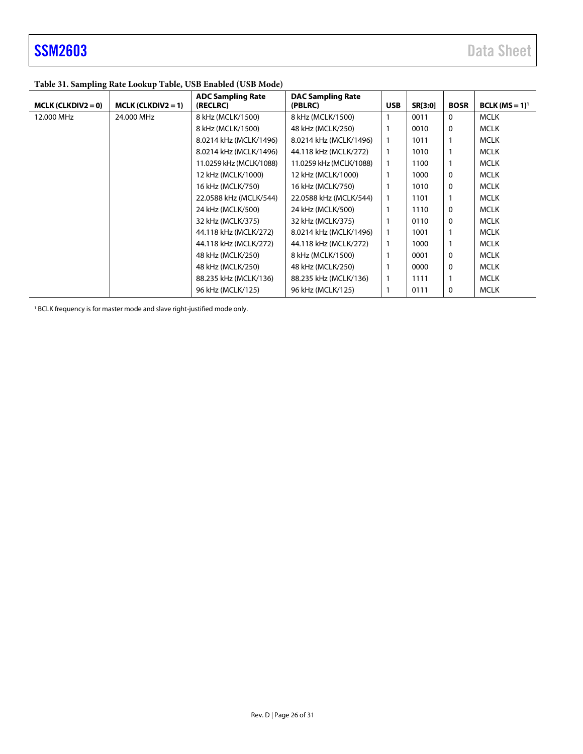**Table 31. Sampling Rate Lookup Table, USB Enabled (USB Mode)**

| MCLK (CLKDIV2 = 0) | MCLK (CLKDIV2 = 1) | ADC Sampling Rate (RECLRC) | DAC Sampling Rate (PBLRC) | USB | SR[3:0] | BOSR | BCLK (MS = 1)[1] |
|---|---|---|---|---|---|---|---|
| 12.000 MHz | 24.000 MHz | 8 kHz (MCLK/1500) | 8 kHz (MCLK/1500) | 1 | 0011 | 0 | MCLK |
| | | 8 kHz (MCLK/1500) | 48 kHz (MCLK/250) | 1 | 0010 | 0 | MCLK |
| | | 8.0214 kHz (MCLK/1496) | 8.0214 kHz (MCLK/1496) | 1 | 1011 | 1 | MCLK |
| | | 8.0214 kHz (MCLK/1496) | 44.118 kHz (MCLK/272) | 1 | 1010 | 1 | MCLK |
| | | 11.0259 kHz (MCLK/1088) | 11.0259 kHz (MCLK/1088) | 1 | 1100 | 1 | MCLK |
| | | 12 kHz (MCLK/1000) | 12 kHz (MCLK/1000) | 1 | 1000 | 0 | MCLK |
| | | 16 kHz (MCLK/750) | 16 kHz (MCLK/750) | 1 | 1010 | 0 | MCLK |
| | | 22.0588 kHz (MCLK/544) | 22.0588 kHz (MCLK/544) | 1 | 1101 | 1 | MCLK |
| | | 24 kHz (MCLK/500) | 24 kHz (MCLK/500) | 1 | 1110 | 0 | MCLK |
| | | 32 kHz (MCLK/375) | 32 kHz (MCLK/375) | 1 | 0110 | 0 | MCLK |
| | | 44.118 kHz (MCLK/272) | 8.0214 kHz (MCLK/1496) | 1 | 1001 | 1 | MCLK |
| | | 44.118 kHz (MCLK/272) | 44.118 kHz (MCLK/272) | 1 | 1000 | 1 | MCLK |
| | | 48 kHz (MCLK/250) | 8 kHz (MCLK/1500) | 1 | 0001 | 0 | MCLK |
| | | 48 kHz (MCLK/250) | 48 kHz (MCLK/250) | 1 | 0000 | 0 | MCLK |
| | | 88.235 kHz (MCLK/136) | 88.235 kHz (MCLK/136) | 1 | 1111 | 1 | MCLK |
| | | 96 kHz (MCLK/125) | 96 kHz (MCLK/125) | 1 | 0111 | 0 | MCLK |

[1] BCLK frequency is for master mode and slave right-justified mode only.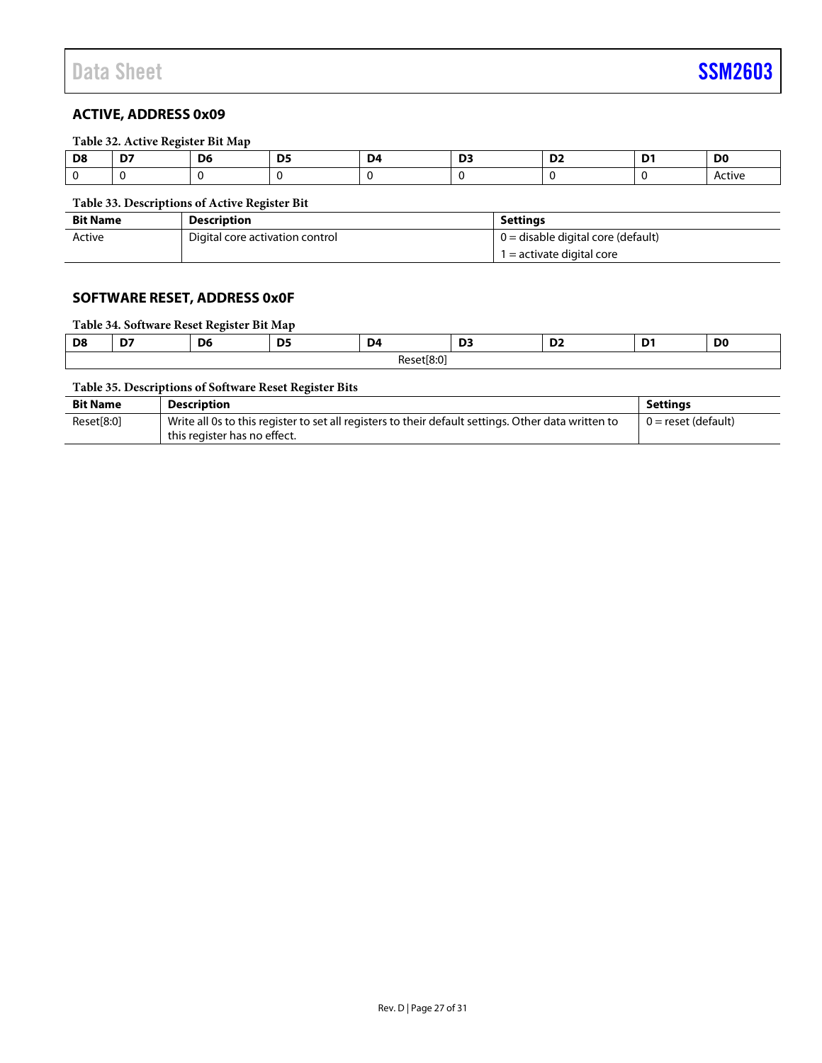## ACTIVE, ADDRESS 0x09

**Table 32. Active Register Bit Map**

| D8 | D7 | D6 | D5 | D4 | D3 | D2 | D1 | D0 |
|---|---|---|---|---|---|---|---|---|
| 0 | 0 | 0 | 0 | 0 | 0 | 0 | 0 | Active |

**Table 33. Descriptions of Active Register Bit**

| Bit Name | Description | Settings |
|---|---|---|
| Active | Digital core activation control | 0 = disable digital core (default) |
| | | 1 = activate digital core |

## SOFTWARE RESET, ADDRESS 0x0F

**Table 34. Software Reset Register Bit Map**

| D8 | D7 | D6 | D5 | D4 | D3 | D2 | D1 | D0 |
|---|---|---|---|---|---|---|---|---|
| Reset[8:0] | | | | | | | | |

**Table 35. Descriptions of Software Reset Register Bits**

| Bit Name | Description | Settings |
|---|---|---|
| Reset[8:0] | Write all 0s to this register to set all registers to their default settings. Other data written to this register has no effect. | 0 = reset (default) |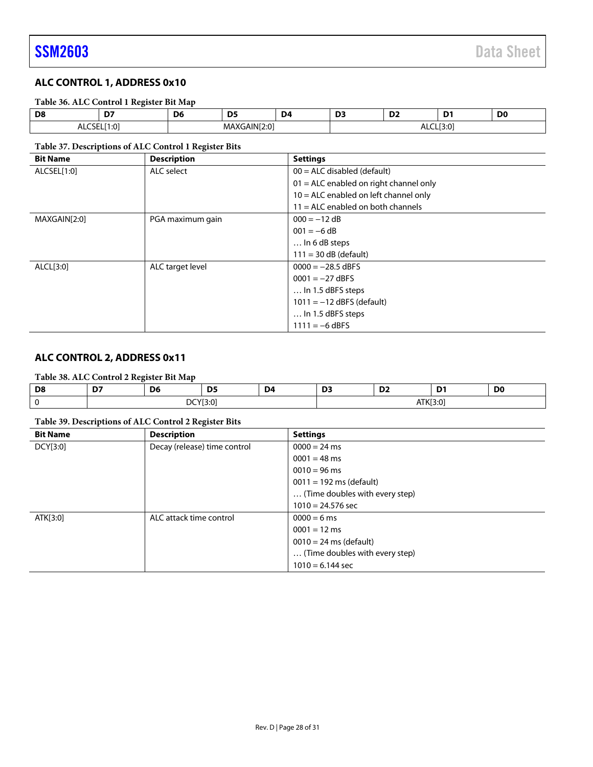## ALC CONTROL 1, ADDRESS 0x10

**Table 36. ALC Control 1 Register Bit Map**

| D8 | D7 | D6 | D5 | D4 | D3 | D2 | D1 | D0 |
|---|---|---|---|---|---|---|---|---|
| ALCSEL[1:0] | | MAXGAIN[2:0] | | | ALCL[3:0] | | | |

**Table 37. Descriptions of ALC Control 1 Register Bits**

| Bit Name | Description | Settings |
|---|---|---|
| ALCSEL[1:0] | ALC select | 00 = ALC disabled (default) |
| | | 01 = ALC enabled on right channel only |
| | | 10 = ALC enabled on left channel only |
| | | 11 = ALC enabled on both channels |
| MAXGAIN[2:0] | PGA maximum gain | 000 = −12 dB |
| | | 001 = −6 dB |
| | | … In 6 dB steps |
| | | 111 = 30 dB (default) |
| ALCL[3:0] | ALC target level | 0000 = −28.5 dBFS |
| | | 0001 = −27 dBFS |
| | | … In 1.5 dBFS steps |
| | | 1011 = −12 dBFS (default) |
| | | … In 1.5 dBFS steps |
| | | 1111 = −6 dBFS |

## ALC CONTROL 2, ADDRESS 0x11

**Table 38. ALC Control 2 Register Bit Map**

| D8 | D7 | D6 | D5 | D4 | D3 | D2 | D1 | D0 |
|---|---|---|---|---|---|---|---|---|
| 0 | DCY[3:0] | | | | ATK[3:0] | | | |

**Table 39. Descriptions of ALC Control 2 Register Bits**

| Bit Name | Description | Settings |
|---|---|---|
| DCY[3:0] | Decay (release) time control | 0000 = 24 ms |
| | | 0001 = 48 ms |
| | | 0010 = 96 ms |
| | | 0011 = 192 ms (default) |
| | | … (Time doubles with every step) |
| | | 1010 = 24.576 sec |
| ATK[3:0] | ALC attack time control | 0000 = 6 ms |
| | | 0001 = 12 ms |
| | | 0010 = 24 ms (default) |
| | | … (Time doubles with every step) |
| | | 1010 = 6.144 sec |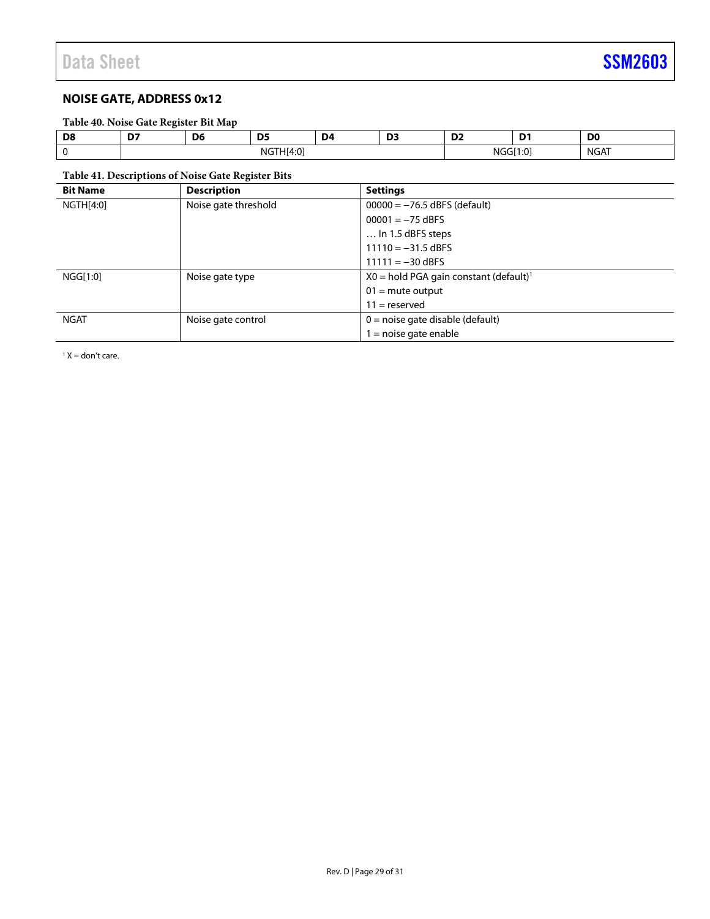## NOISE GATE, ADDRESS 0x12

**Table 40. Noise Gate Register Bit Map**

| D8 | D7 | D6 | D5 | D4 | D3 | D2 | D1 | D0 |
|---|---|---|---|---|---|---|---|---|
| 0 | NGTH[4:0] | | | | | NGG[1:0] | | NGAT |

**Table 41. Descriptions of Noise Gate Register Bits**

| Bit Name | Description | Settings |
|---|---|---|
| NGTH[4:0] | Noise gate threshold | 00000 = −76.5 dBFS (default) |
| | | 00001 = −75 dBFS |
| | | … In 1.5 dBFS steps |
| | | 11110 = −31.5 dBFS |
| | | 11111 = −30 dBFS |
| NGG[1:0] | Noise gate type | X0 = hold PGA gain constant (default)[1] |
| | | 01 = mute output |
| | | 11 = reserved |
| NGAT | Noise gate control | 0 = noise gate disable (default) |
| | | 1 = noise gate enable |

[1] X = don't care.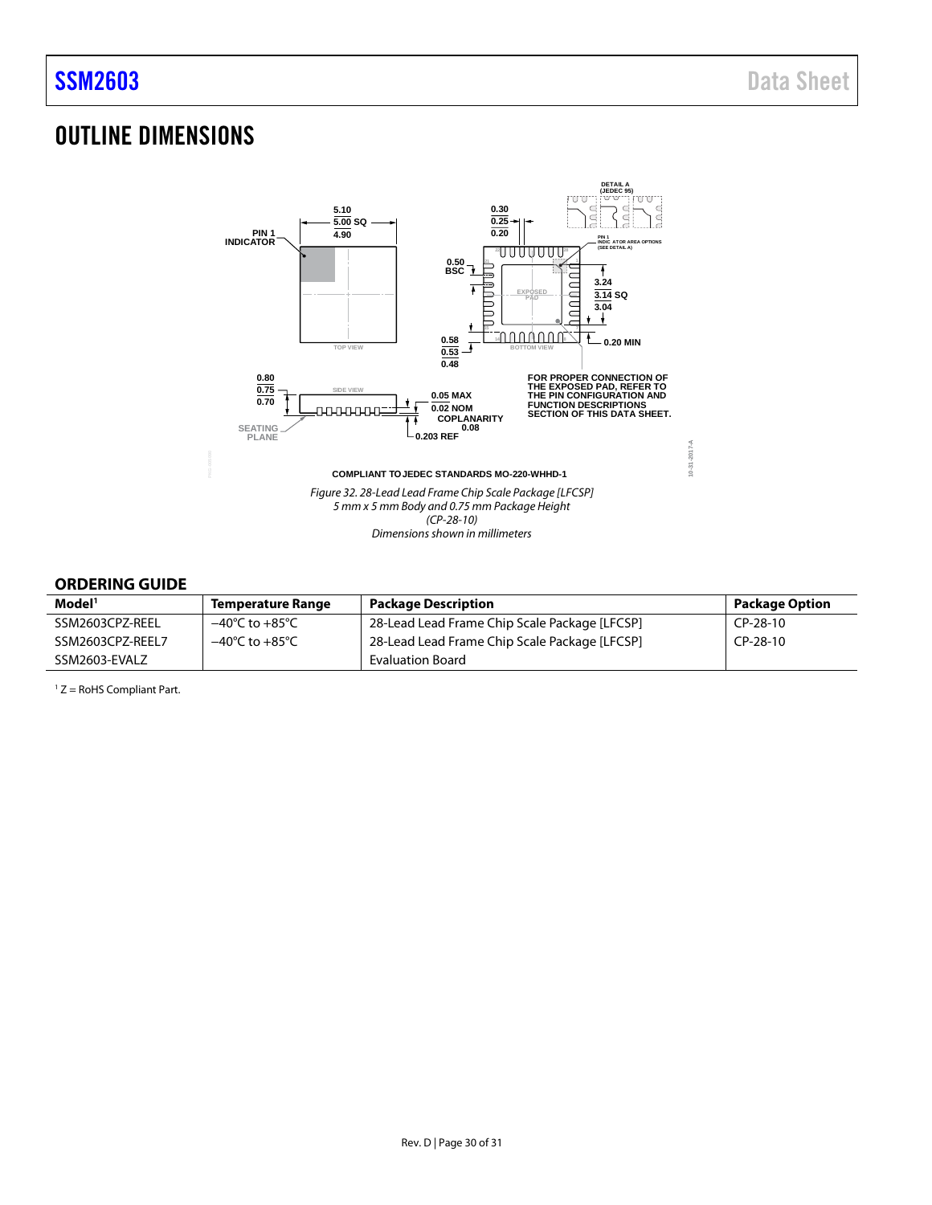## OUTLINE DIMENSIONS

COMPLIANT TO JEDEC STANDARDS MO-220-WHHD-1

*Figure 32. 28-Lead Lead Frame Chip Scale Package [LFCSP]*
*5 mm x 5 mm Body and 0.75 mm Package Height*
*(CP-28-10)*
*Dimensions shown in millimeters*

### ORDERING GUIDE

| Model[1] | Temperature Range | Package Description | Package Option |
|---|---|---|---|
| SSM2603CPZ-REEL | −40°C to +85°C | 28-Lead Lead Frame Chip Scale Package [LFCSP] | CP-28-10 |
| SSM2603CPZ-REEL7 | −40°C to +85°C | 28-Lead Lead Frame Chip Scale Package [LFCSP] | CP-28-10 |
| SSM2603-EVALZ | | Evaluation Board | |

[1] Z = RoHS Compliant Part.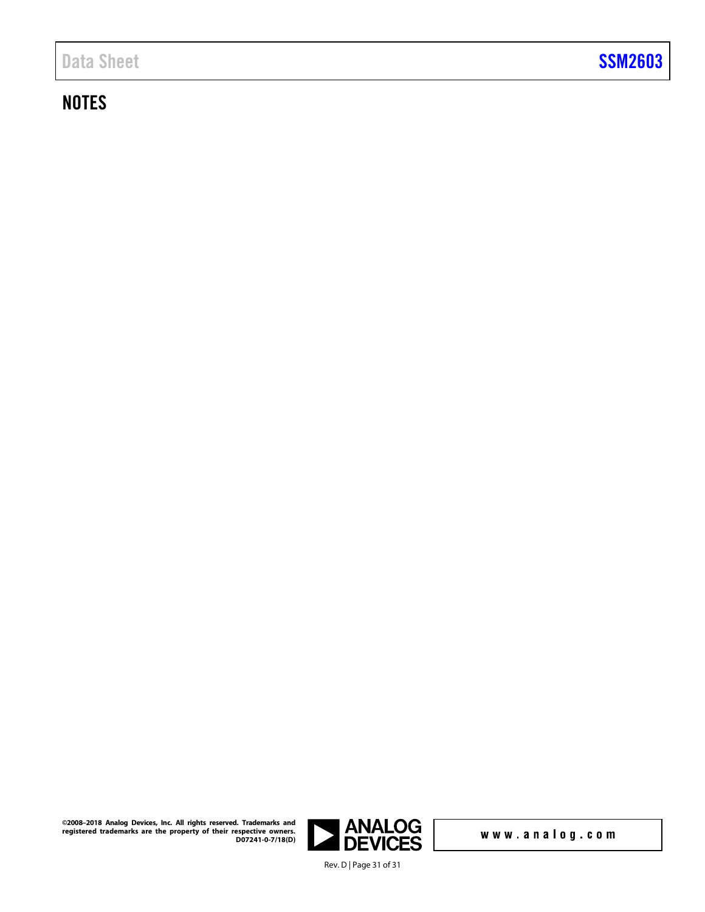## NOTES

©2008–2018 Analog Devices, Inc. All rights reserved. Trademarks and registered trademarks are the property of their respective owners.
D07241-0-7/18(D)

www.analog.com